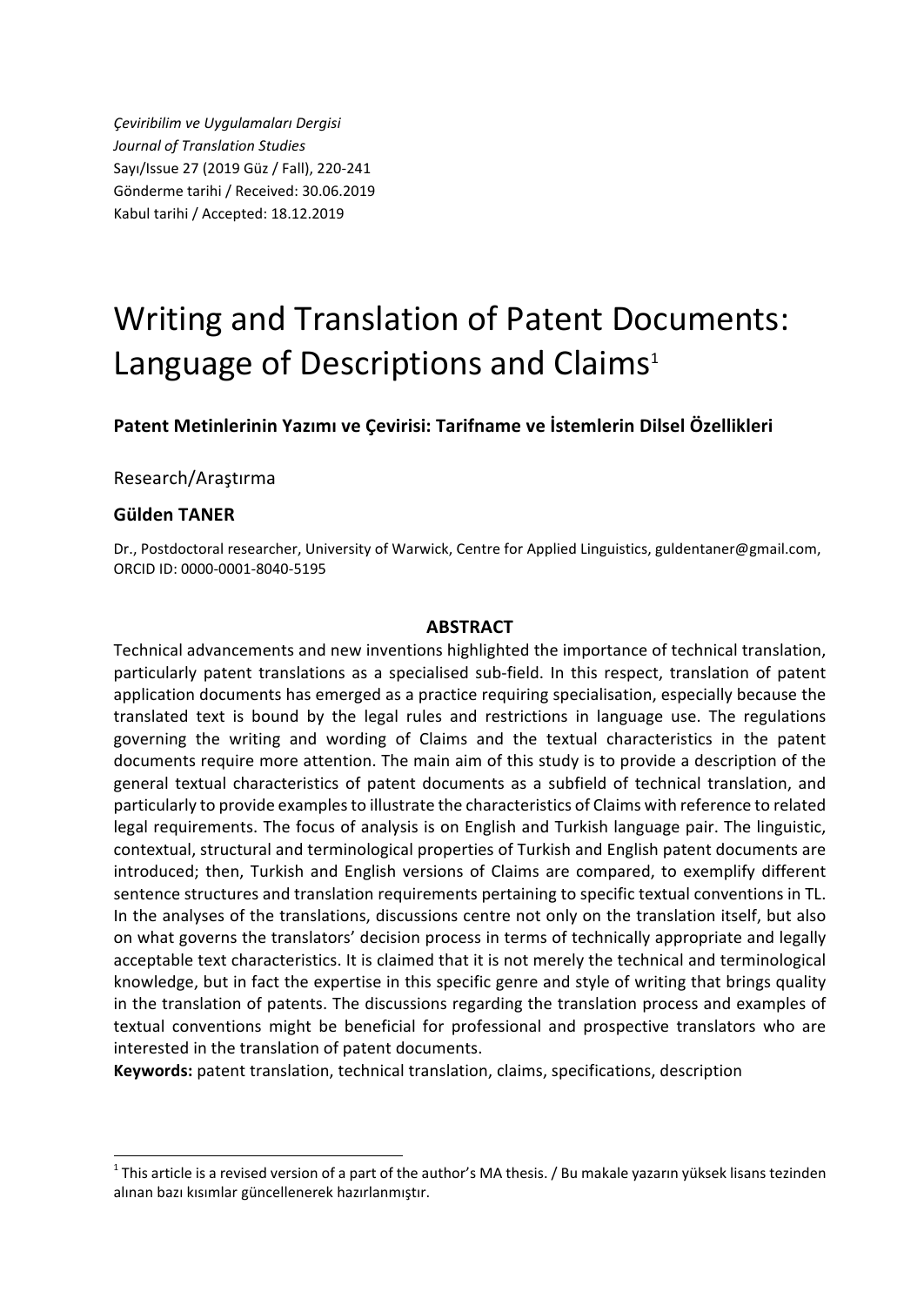*Çeviribilim ve Uygulamaları Dergisi*
*Journal of Translation Studies*
Sayı/Issue 27 (2019 Güz / Fall), 220-241
Gönderme tarihi / Received: 30.06.2019
Kabul tarihi / Accepted: 18.12.2019

# Writing and Translation of Patent Documents: Language of Descriptions and Claims[1]

**Patent Metinlerinin Yazımı ve Çevirisi: Tarifname ve İstemlerin Dilsel Özellikleri**

Research/Araştırma

**Gülden TANER**

Dr., Postdoctoral researcher, University of Warwick, Centre for Applied Linguistics, guldentaner@gmail.com, ORCID ID: 0000-0001-8040-5195

## ABSTRACT

Technical advancements and new inventions highlighted the importance of technical translation, particularly patent translations as a specialised sub-field. In this respect, translation of patent application documents has emerged as a practice requiring specialisation, especially because the translated text is bound by the legal rules and restrictions in language use. The regulations governing the writing and wording of Claims and the textual characteristics in the patent documents require more attention. The main aim of this study is to provide a description of the general textual characteristics of patent documents as a subfield of technical translation, and particularly to provide examples to illustrate the characteristics of Claims with reference to related legal requirements. The focus of analysis is on English and Turkish language pair. The linguistic, contextual, structural and terminological properties of Turkish and English patent documents are introduced; then, Turkish and English versions of Claims are compared, to exemplify different sentence structures and translation requirements pertaining to specific textual conventions in TL. In the analyses of the translations, discussions centre not only on the translation itself, but also on what governs the translators' decision process in terms of technically appropriate and legally acceptable text characteristics. It is claimed that it is not merely the technical and terminological knowledge, but in fact the expertise in this specific genre and style of writing that brings quality in the translation of patents. The discussions regarding the translation process and examples of textual conventions might be beneficial for professional and prospective translators who are interested in the translation of patent documents.

**Keywords:** patent translation, technical translation, claims, specifications, description

---

[1] This article is a revised version of a part of the author's MA thesis. / Bu makale yazarın yüksek lisans tezinden alınan bazı kısımlar güncellenerek hazırlanmıştır.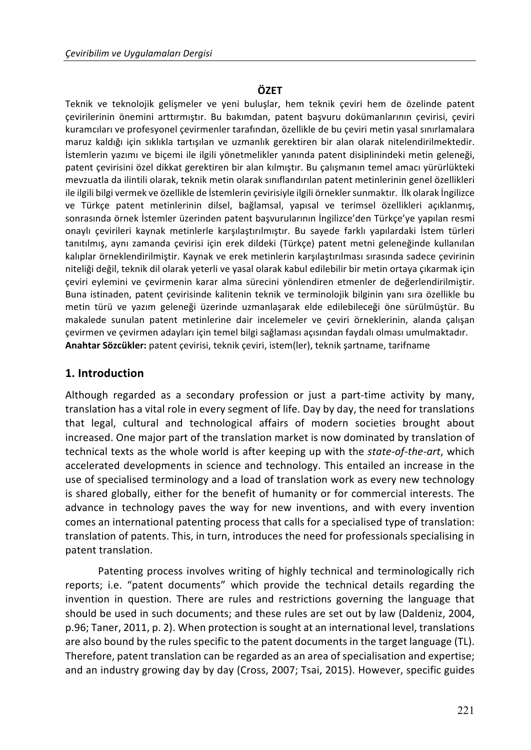**ÖZET**

Teknik ve teknolojik gelişmeler ve yeni buluşlar, hem teknik çeviri hem de özelinde patent çevirilerinin önemini arttırmıştır. Bu bakımdan, patent başvuru dokümanlarının çevirisi, çeviri kuramcıları ve profesyonel çevirmenler tarafından, özellikle de bu çeviri metin yasal sınırlamalara maruz kaldığı için sıklıkla tartışılan ve uzmanlık gerektiren bir alan olarak nitelendirilmektedir. İstemlerin yazımı ve biçemi ile ilgili yönetmelikler yanında patent disiplinindeki metin geleneği, patent çevirisini özel dikkat gerektiren bir alan kılmıştır. Bu çalışmanın temel amacı yürürlükteki mevzuatla da ilintili olarak, teknik metin olarak sınıflandırılan patent metinlerinin genel özellikleri ile ilgili bilgi vermek ve özellikle de İstemlerin çevirisiyle ilgili örnekler sunmaktır. İlk olarak İngilizce ve Türkçe patent metinlerinin dilsel, bağlamsal, yapısal ve terimsel özellikleri açıklanmış, sonrasında örnek İstemler üzerinden patent başvurularının İngilizce'den Türkçe'ye yapılan resmi onaylı çevirileri kaynak metinlerle karşılaştırılmıştır. Bu sayede farklı yapılardaki İstem türleri tanıtılmış, aynı zamanda çevirisi için erek dildeki (Türkçe) patent metni geleneğinde kullanılan kalıplar örneklendirilmiştir. Kaynak ve erek metinlerin karşılaştırılması sırasında sadece çevirinin niteliği değil, teknik dil olarak yeterli ve yasal olarak kabul edilebilir bir metin ortaya çıkarmak için çeviri eylemini ve çevirmenin karar alma sürecini yönlendiren etmenler de değerlendirilmiştir. Buna istinaden, patent çevirisinde kalitenin teknik ve terminolojik bilginin yanı sıra özellikle bu metin türü ve yazım geleneği üzerinde uzmanlaşarak elde edilebileceği öne sürülmüştür. Bu makalede sunulan patent metinlerine dair incelemeler ve çeviri örneklerinin, alanda çalışan çevirmen ve çevirmen adayları için temel bilgi sağlaması açısından faydalı olması umulmaktadır.

**Anahtar Sözcükler:** patent çevirisi, teknik çeviri, istem(ler), teknik şartname, tarifname

## 1. Introduction

Although regarded as a secondary profession or just a part-time activity by many, translation has a vital role in every segment of life. Day by day, the need for translations that legal, cultural and technological affairs of modern societies brought about increased. One major part of the translation market is now dominated by translation of technical texts as the whole world is after keeping up with the *state-of-the-art*, which accelerated developments in science and technology. This entailed an increase in the use of specialised terminology and a load of translation work as every new technology is shared globally, either for the benefit of humanity or for commercial interests. The advance in technology paves the way for new inventions, and with every invention comes an international patenting process that calls for a specialised type of translation: translation of patents. This, in turn, introduces the need for professionals specialising in patent translation.

Patenting process involves writing of highly technical and terminologically rich reports; i.e. "patent documents" which provide the technical details regarding the invention in question. There are rules and restrictions governing the language that should be used in such documents; and these rules are set out by law (Daldeniz, 2004, p.96; Taner, 2011, p. 2). When protection is sought at an international level, translations are also bound by the rules specific to the patent documents in the target language (TL). Therefore, patent translation can be regarded as an area of specialisation and expertise; and an industry growing day by day (Cross, 2007; Tsai, 2015). However, specific guides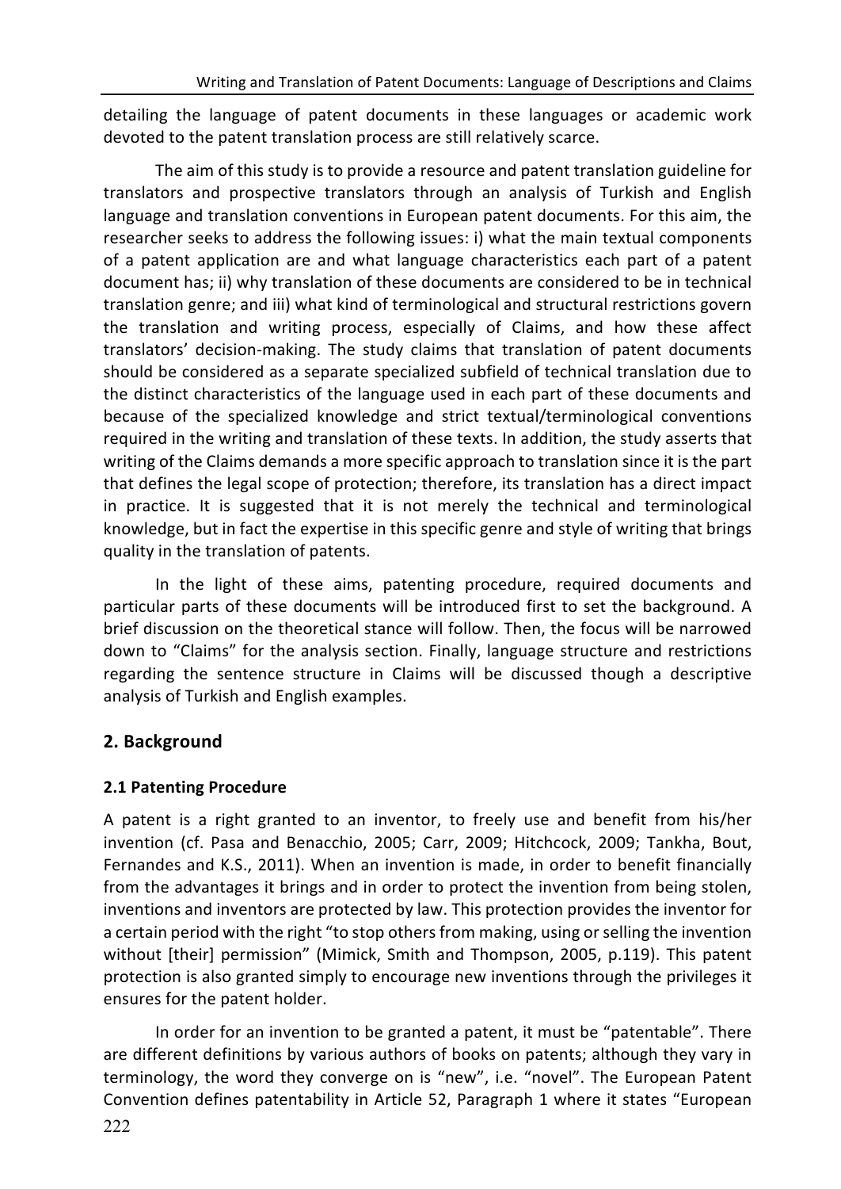detailing the language of patent documents in these languages or academic work devoted to the patent translation process are still relatively scarce.

The aim of this study is to provide a resource and patent translation guideline for translators and prospective translators through an analysis of Turkish and English language and translation conventions in European patent documents. For this aim, the researcher seeks to address the following issues: i) what the main textual components of a patent application are and what language characteristics each part of a patent document has; ii) why translation of these documents are considered to be in technical translation genre; and iii) what kind of terminological and structural restrictions govern the translation and writing process, especially of Claims, and how these affect translators' decision-making. The study claims that translation of patent documents should be considered as a separate specialized subfield of technical translation due to the distinct characteristics of the language used in each part of these documents and because of the specialized knowledge and strict textual/terminological conventions required in the writing and translation of these texts. In addition, the study asserts that writing of the Claims demands a more specific approach to translation since it is the part that defines the legal scope of protection; therefore, its translation has a direct impact in practice. It is suggested that it is not merely the technical and terminological knowledge, but in fact the expertise in this specific genre and style of writing that brings quality in the translation of patents.

In the light of these aims, patenting procedure, required documents and particular parts of these documents will be introduced first to set the background. A brief discussion on the theoretical stance will follow. Then, the focus will be narrowed down to "Claims" for the analysis section. Finally, language structure and restrictions regarding the sentence structure in Claims will be discussed though a descriptive analysis of Turkish and English examples.

## 2. Background

### 2.1 Patenting Procedure

A patent is a right granted to an inventor, to freely use and benefit from his/her invention (cf. Pasa and Benacchio, 2005; Carr, 2009; Hitchcock, 2009; Tankha, Bout, Fernandes and K.S., 2011). When an invention is made, in order to benefit financially from the advantages it brings and in order to protect the invention from being stolen, inventions and inventors are protected by law. This protection provides the inventor for a certain period with the right "to stop others from making, using or selling the invention without [their] permission" (Mimick, Smith and Thompson, 2005, p.119). This patent protection is also granted simply to encourage new inventions through the privileges it ensures for the patent holder.

In order for an invention to be granted a patent, it must be "patentable". There are different definitions by various authors of books on patents; although they vary in terminology, the word they converge on is "new", i.e. "novel". The European Patent Convention defines patentability in Article 52, Paragraph 1 where it states "European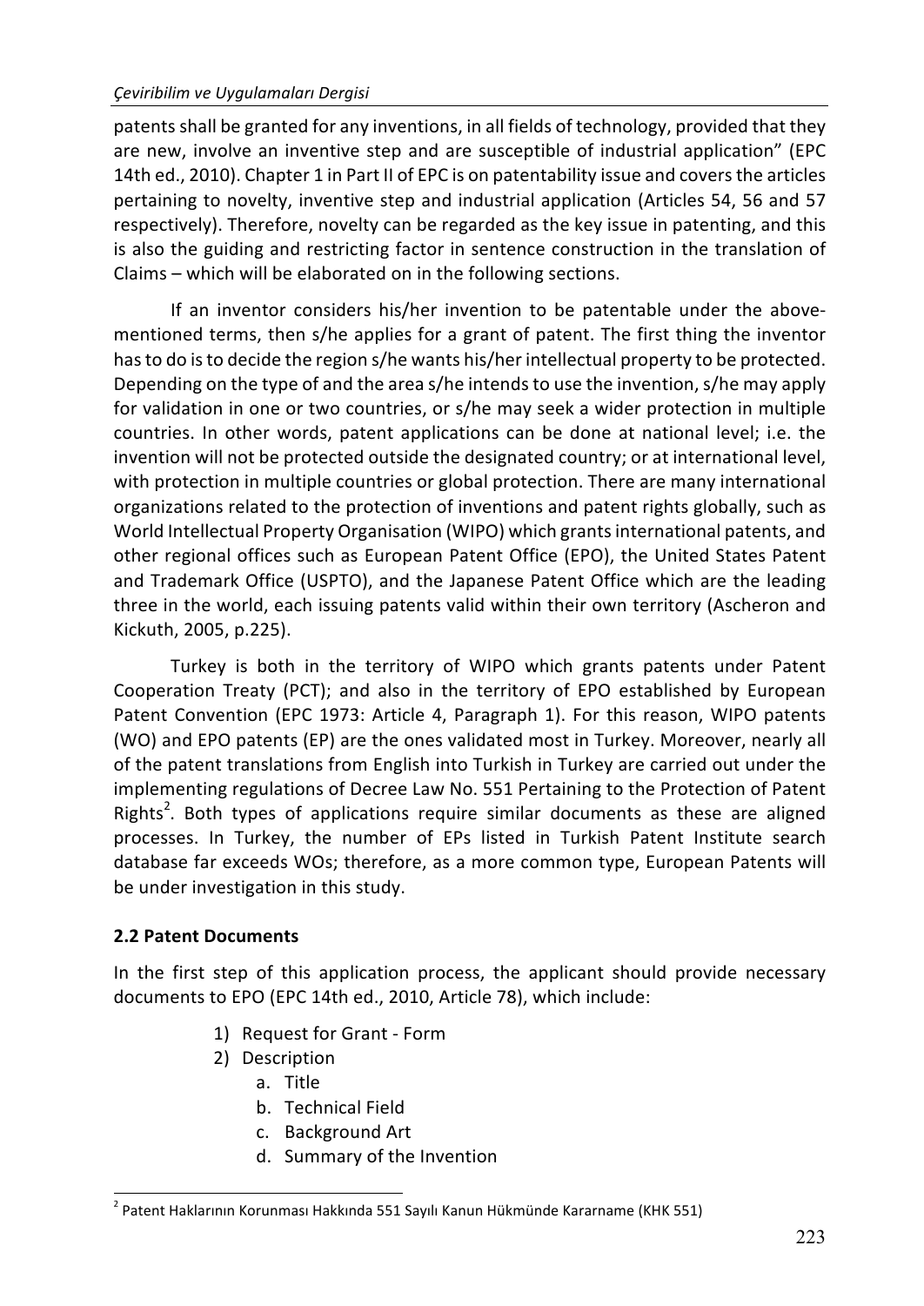patents shall be granted for any inventions, in all fields of technology, provided that they are new, involve an inventive step and are susceptible of industrial application" (EPC 14th ed., 2010). Chapter 1 in Part II of EPC is on patentability issue and covers the articles pertaining to novelty, inventive step and industrial application (Articles 54, 56 and 57 respectively). Therefore, novelty can be regarded as the key issue in patenting, and this is also the guiding and restricting factor in sentence construction in the translation of Claims – which will be elaborated on in the following sections.

If an inventor considers his/her invention to be patentable under the above-mentioned terms, then s/he applies for a grant of patent. The first thing the inventor has to do is to decide the region s/he wants his/her intellectual property to be protected. Depending on the type of and the area s/he intends to use the invention, s/he may apply for validation in one or two countries, or s/he may seek a wider protection in multiple countries. In other words, patent applications can be done at national level; i.e. the invention will not be protected outside the designated country; or at international level, with protection in multiple countries or global protection. There are many international organizations related to the protection of inventions and patent rights globally, such as World Intellectual Property Organisation (WIPO) which grants international patents, and other regional offices such as European Patent Office (EPO), the United States Patent and Trademark Office (USPTO), and the Japanese Patent Office which are the leading three in the world, each issuing patents valid within their own territory (Ascheron and Kickuth, 2005, p.225).

Turkey is both in the territory of WIPO which grants patents under Patent Cooperation Treaty (PCT); and also in the territory of EPO established by European Patent Convention (EPC 1973: Article 4, Paragraph 1). For this reason, WIPO patents (WO) and EPO patents (EP) are the ones validated most in Turkey. Moreover, nearly all of the patent translations from English into Turkish in Turkey are carried out under the implementing regulations of Decree Law No. 551 Pertaining to the Protection of Patent Rights[2]. Both types of applications require similar documents as these are aligned processes. In Turkey, the number of EPs listed in Turkish Patent Institute search database far exceeds WOs; therefore, as a more common type, European Patents will be under investigation in this study.

### 2.2 Patent Documents

In the first step of this application process, the applicant should provide necessary documents to EPO (EPC 14th ed., 2010, Article 78), which include:

1) Request for Grant - Form
2) Description
    a. Title
    b. Technical Field
    c. Background Art
    d. Summary of the Invention

---

[2] Patent Haklarının Korunması Hakkında 551 Sayılı Kanun Hükmünde Kararname (KHK 551)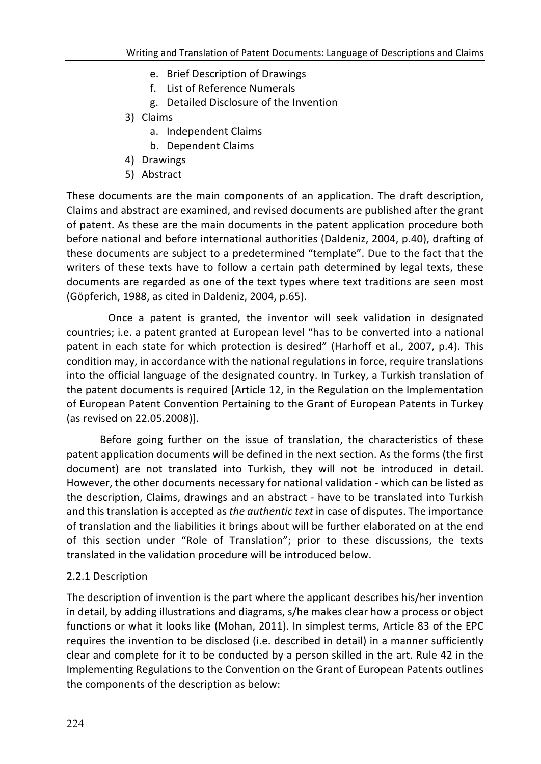- e. Brief Description of Drawings
   - f. List of Reference Numerals
   - g. Detailed Disclosure of the Invention
3) Claims
   - a. Independent Claims
   - b. Dependent Claims
4) Drawings
5) Abstract

These documents are the main components of an application. The draft description, Claims and abstract are examined, and revised documents are published after the grant of patent. As these are the main documents in the patent application procedure both before national and before international authorities (Daldeniz, 2004, p.40), drafting of these documents are subject to a predetermined "template". Due to the fact that the writers of these texts have to follow a certain path determined by legal texts, these documents are regarded as one of the text types where text traditions are seen most (Göpferich, 1988, as cited in Daldeniz, 2004, p.65).

Once a patent is granted, the inventor will seek validation in designated countries; i.e. a patent granted at European level "has to be converted into a national patent in each state for which protection is desired" (Harhoff et al., 2007, p.4). This condition may, in accordance with the national regulations in force, require translations into the official language of the designated country. In Turkey, a Turkish translation of the patent documents is required [Article 12, in the Regulation on the Implementation of European Patent Convention Pertaining to the Grant of European Patents in Turkey (as revised on 22.05.2008)].

Before going further on the issue of translation, the characteristics of these patent application documents will be defined in the next section. As the forms (the first document) are not translated into Turkish, they will not be introduced in detail. However, the other documents necessary for national validation - which can be listed as the description, Claims, drawings and an abstract - have to be translated into Turkish and this translation is accepted as *the authentic text* in case of disputes. The importance of translation and the liabilities it brings about will be further elaborated on at the end of this section under "Role of Translation"; prior to these discussions, the texts translated in the validation procedure will be introduced below.

### 2.2.1 Description

The description of invention is the part where the applicant describes his/her invention in detail, by adding illustrations and diagrams, s/he makes clear how a process or object functions or what it looks like (Mohan, 2011). In simplest terms, Article 83 of the EPC requires the invention to be disclosed (i.e. described in detail) in a manner sufficiently clear and complete for it to be conducted by a person skilled in the art. Rule 42 in the Implementing Regulations to the Convention on the Grant of European Patents outlines the components of the description as below: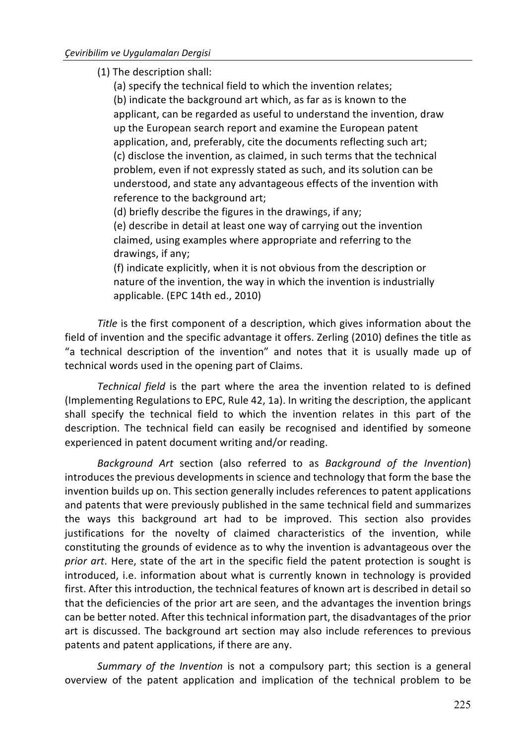(1) The description shall:

(a) specify the technical field to which the invention relates;

(b) indicate the background art which, as far as is known to the applicant, can be regarded as useful to understand the invention, draw up the European search report and examine the European patent application, and, preferably, cite the documents reflecting such art;

(c) disclose the invention, as claimed, in such terms that the technical problem, even if not expressly stated as such, and its solution can be understood, and state any advantageous effects of the invention with reference to the background art;

(d) briefly describe the figures in the drawings, if any;

(e) describe in detail at least one way of carrying out the invention claimed, using examples where appropriate and referring to the drawings, if any;

(f) indicate explicitly, when it is not obvious from the description or nature of the invention, the way in which the invention is industrially applicable. (EPC 14th ed., 2010)

*Title* is the first component of a description, which gives information about the field of invention and the specific advantage it offers. Zerling (2010) defines the title as "a technical description of the invention" and notes that it is usually made up of technical words used in the opening part of Claims.

*Technical field* is the part where the area the invention related to is defined (Implementing Regulations to EPC, Rule 42, 1a). In writing the description, the applicant shall specify the technical field to which the invention relates in this part of the description. The technical field can easily be recognised and identified by someone experienced in patent document writing and/or reading.

*Background Art* section (also referred to as *Background of the Invention*) introduces the previous developments in science and technology that form the base the invention builds up on. This section generally includes references to patent applications and patents that were previously published in the same technical field and summarizes the ways this background art had to be improved. This section also provides justifications for the novelty of claimed characteristics of the invention, while constituting the grounds of evidence as to why the invention is advantageous over the *prior art*. Here, state of the art in the specific field the patent protection is sought is introduced, i.e. information about what is currently known in technology is provided first. After this introduction, the technical features of known art is described in detail so that the deficiencies of the prior art are seen, and the advantages the invention brings can be better noted. After this technical information part, the disadvantages of the prior art is discussed. The background art section may also include references to previous patents and patent applications, if there are any.

*Summary of the Invention* is not a compulsory part; this section is a general overview of the patent application and implication of the technical problem to be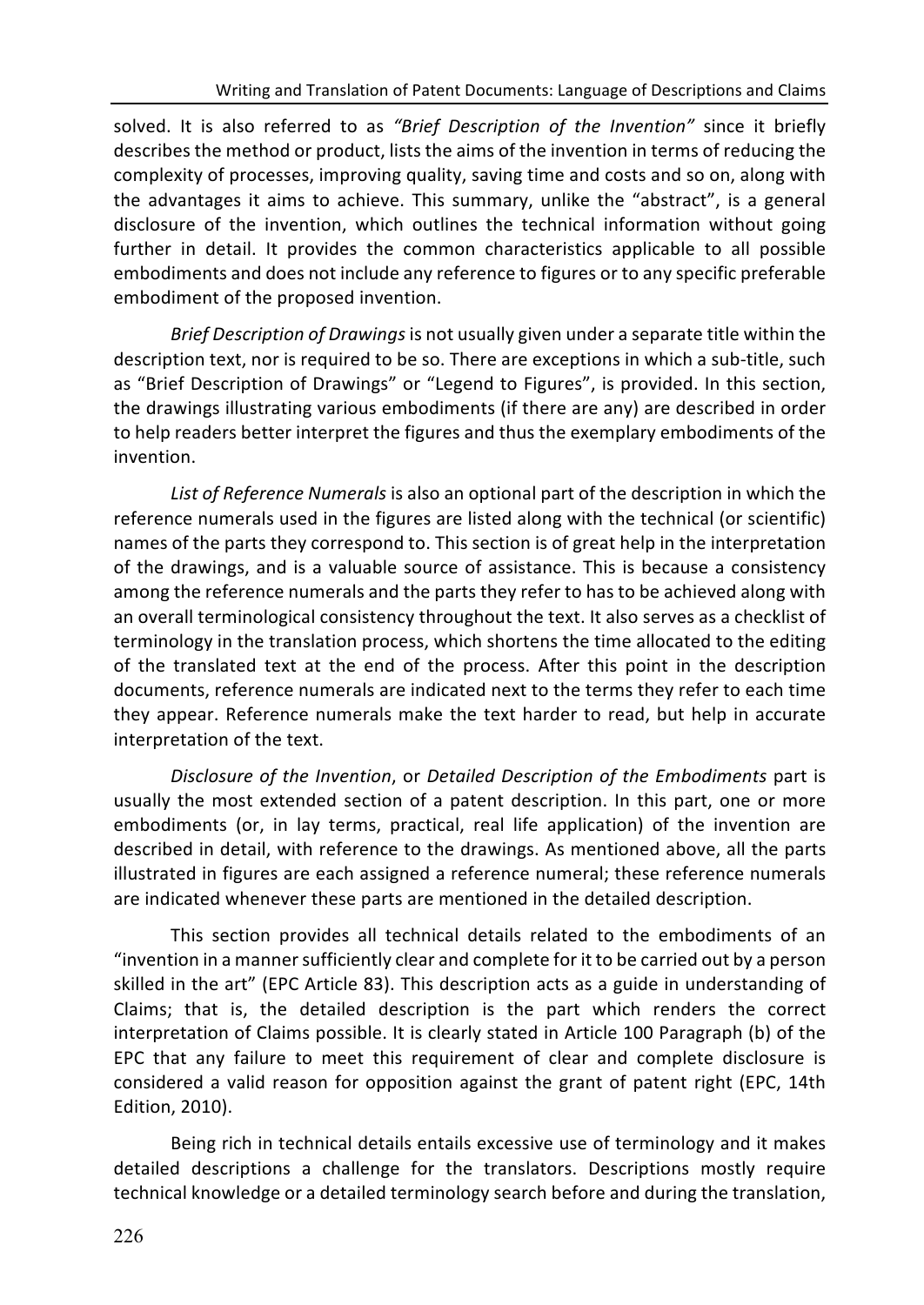solved. It is also referred to as *"Brief Description of the Invention"* since it briefly describes the method or product, lists the aims of the invention in terms of reducing the complexity of processes, improving quality, saving time and costs and so on, along with the advantages it aims to achieve. This summary, unlike the "abstract", is a general disclosure of the invention, which outlines the technical information without going further in detail. It provides the common characteristics applicable to all possible embodiments and does not include any reference to figures or to any specific preferable embodiment of the proposed invention.

*Brief Description of Drawings* is not usually given under a separate title within the description text, nor is required to be so. There are exceptions in which a sub-title, such as "Brief Description of Drawings" or "Legend to Figures", is provided. In this section, the drawings illustrating various embodiments (if there are any) are described in order to help readers better interpret the figures and thus the exemplary embodiments of the invention.

*List of Reference Numerals* is also an optional part of the description in which the reference numerals used in the figures are listed along with the technical (or scientific) names of the parts they correspond to. This section is of great help in the interpretation of the drawings, and is a valuable source of assistance. This is because a consistency among the reference numerals and the parts they refer to has to be achieved along with an overall terminological consistency throughout the text. It also serves as a checklist of terminology in the translation process, which shortens the time allocated to the editing of the translated text at the end of the process. After this point in the description documents, reference numerals are indicated next to the terms they refer to each time they appear. Reference numerals make the text harder to read, but help in accurate interpretation of the text.

*Disclosure of the Invention*, or *Detailed Description of the Embodiments* part is usually the most extended section of a patent description. In this part, one or more embodiments (or, in lay terms, practical, real life application) of the invention are described in detail, with reference to the drawings. As mentioned above, all the parts illustrated in figures are each assigned a reference numeral; these reference numerals are indicated whenever these parts are mentioned in the detailed description.

This section provides all technical details related to the embodiments of an "invention in a manner sufficiently clear and complete for it to be carried out by a person skilled in the art" (EPC Article 83). This description acts as a guide in understanding of Claims; that is, the detailed description is the part which renders the correct interpretation of Claims possible. It is clearly stated in Article 100 Paragraph (b) of the EPC that any failure to meet this requirement of clear and complete disclosure is considered a valid reason for opposition against the grant of patent right (EPC, 14th Edition, 2010).

Being rich in technical details entails excessive use of terminology and it makes detailed descriptions a challenge for the translators. Descriptions mostly require technical knowledge or a detailed terminology search before and during the translation,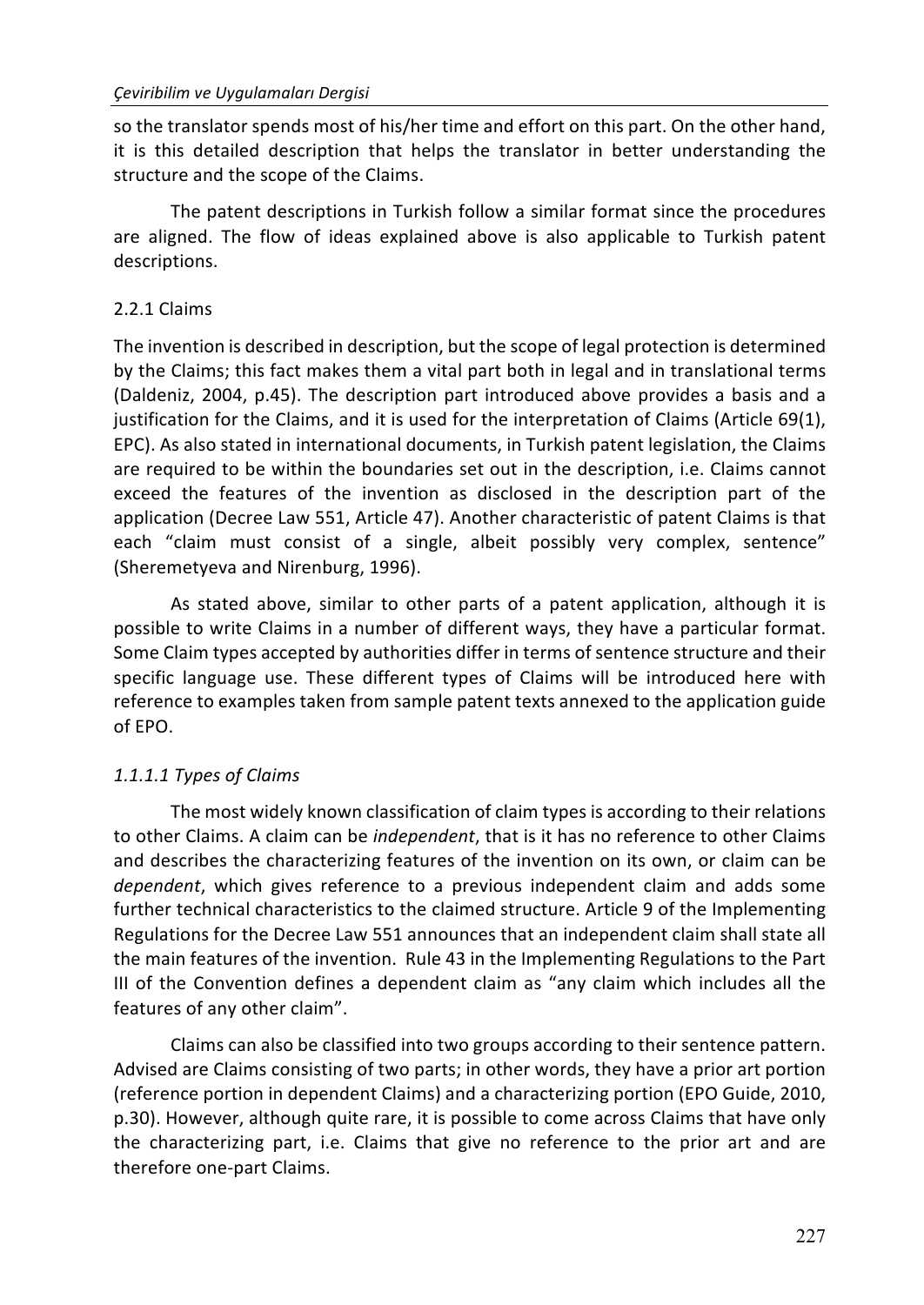so the translator spends most of his/her time and effort on this part. On the other hand, it is this detailed description that helps the translator in better understanding the structure and the scope of the Claims.

The patent descriptions in Turkish follow a similar format since the procedures are aligned. The flow of ideas explained above is also applicable to Turkish patent descriptions.

### 2.2.1 Claims

The invention is described in description, but the scope of legal protection is determined by the Claims; this fact makes them a vital part both in legal and in translational terms (Daldeniz, 2004, p.45). The description part introduced above provides a basis and a justification for the Claims, and it is used for the interpretation of Claims (Article 69(1), EPC). As also stated in international documents, in Turkish patent legislation, the Claims are required to be within the boundaries set out in the description, i.e. Claims cannot exceed the features of the invention as disclosed in the description part of the application (Decree Law 551, Article 47). Another characteristic of patent Claims is that each "claim must consist of a single, albeit possibly very complex, sentence" (Sheremetyeva and Nirenburg, 1996).

As stated above, similar to other parts of a patent application, although it is possible to write Claims in a number of different ways, they have a particular format. Some Claim types accepted by authorities differ in terms of sentence structure and their specific language use. These different types of Claims will be introduced here with reference to examples taken from sample patent texts annexed to the application guide of EPO.

#### *1.1.1.1 Types of Claims*

The most widely known classification of claim types is according to their relations to other Claims. A claim can be *independent*, that is it has no reference to other Claims and describes the characterizing features of the invention on its own, or claim can be *dependent*, which gives reference to a previous independent claim and adds some further technical characteristics to the claimed structure. Article 9 of the Implementing Regulations for the Decree Law 551 announces that an independent claim shall state all the main features of the invention. Rule 43 in the Implementing Regulations to the Part III of the Convention defines a dependent claim as "any claim which includes all the features of any other claim".

Claims can also be classified into two groups according to their sentence pattern. Advised are Claims consisting of two parts; in other words, they have a prior art portion (reference portion in dependent Claims) and a characterizing portion (EPO Guide, 2010, p.30). However, although quite rare, it is possible to come across Claims that have only the characterizing part, i.e. Claims that give no reference to the prior art and are therefore one-part Claims.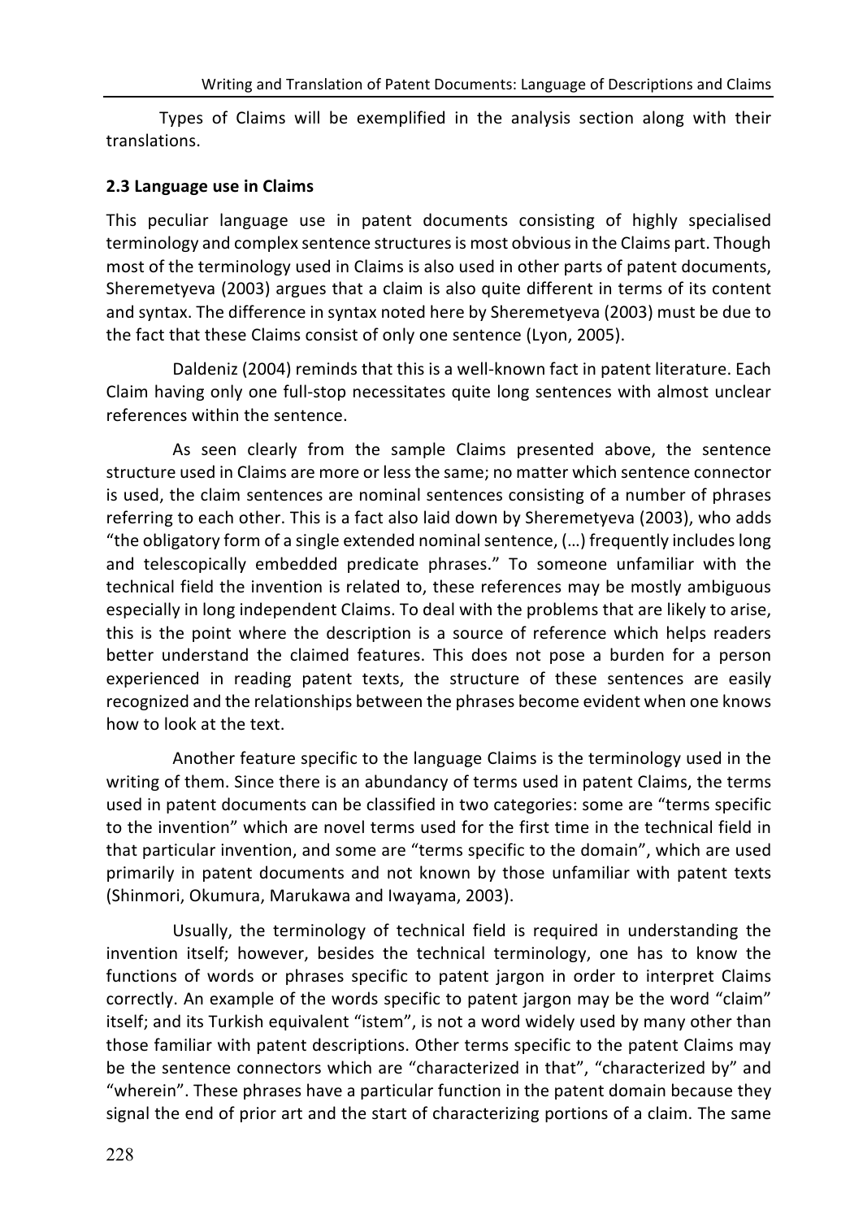Types of Claims will be exemplified in the analysis section along with their translations.

### 2.3 Language use in Claims

This peculiar language use in patent documents consisting of highly specialised terminology and complex sentence structures is most obvious in the Claims part. Though most of the terminology used in Claims is also used in other parts of patent documents, Sheremetyeva (2003) argues that a claim is also quite different in terms of its content and syntax. The difference in syntax noted here by Sheremetyeva (2003) must be due to the fact that these Claims consist of only one sentence (Lyon, 2005).

Daldeniz (2004) reminds that this is a well-known fact in patent literature. Each Claim having only one full-stop necessitates quite long sentences with almost unclear references within the sentence.

As seen clearly from the sample Claims presented above, the sentence structure used in Claims are more or less the same; no matter which sentence connector is used, the claim sentences are nominal sentences consisting of a number of phrases referring to each other. This is a fact also laid down by Sheremetyeva (2003), who adds "the obligatory form of a single extended nominal sentence, (…) frequently includes long and telescopically embedded predicate phrases." To someone unfamiliar with the technical field the invention is related to, these references may be mostly ambiguous especially in long independent Claims. To deal with the problems that are likely to arise, this is the point where the description is a source of reference which helps readers better understand the claimed features. This does not pose a burden for a person experienced in reading patent texts, the structure of these sentences are easily recognized and the relationships between the phrases become evident when one knows how to look at the text.

Another feature specific to the language Claims is the terminology used in the writing of them. Since there is an abundancy of terms used in patent Claims, the terms used in patent documents can be classified in two categories: some are "terms specific to the invention" which are novel terms used for the first time in the technical field in that particular invention, and some are "terms specific to the domain", which are used primarily in patent documents and not known by those unfamiliar with patent texts (Shinmori, Okumura, Marukawa and Iwayama, 2003).

Usually, the terminology of technical field is required in understanding the invention itself; however, besides the technical terminology, one has to know the functions of words or phrases specific to patent jargon in order to interpret Claims correctly. An example of the words specific to patent jargon may be the word "claim" itself; and its Turkish equivalent "istem", is not a word widely used by many other than those familiar with patent descriptions. Other terms specific to the patent Claims may be the sentence connectors which are "characterized in that", "characterized by" and "wherein". These phrases have a particular function in the patent domain because they signal the end of prior art and the start of characterizing portions of a claim. The same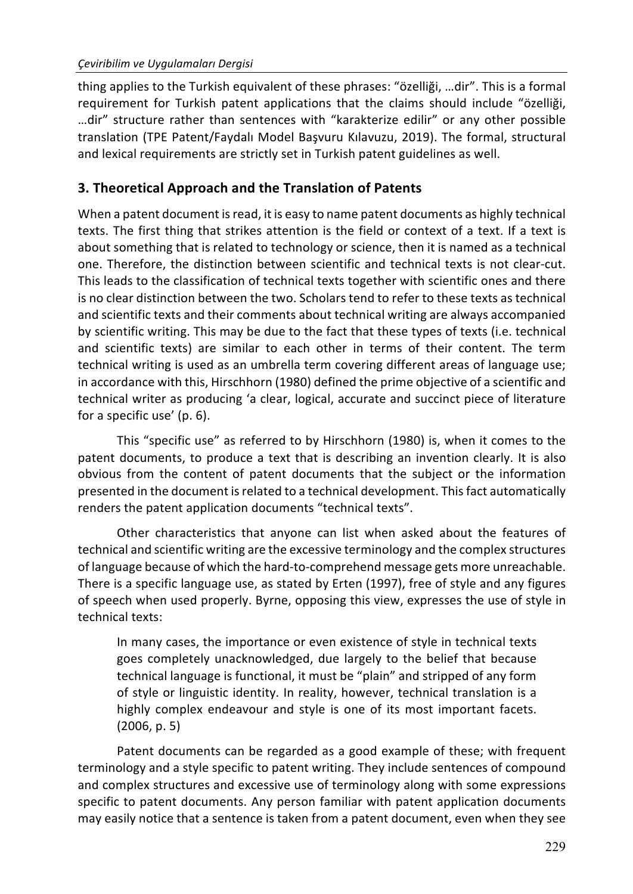thing applies to the Turkish equivalent of these phrases: "özelliği, …dir". This is a formal requirement for Turkish patent applications that the claims should include "özelliği, …dir" structure rather than sentences with "karakterize edilir" or any other possible translation (TPE Patent/Faydalı Model Başvuru Kılavuzu, 2019). The formal, structural and lexical requirements are strictly set in Turkish patent guidelines as well.

## 3. Theoretical Approach and the Translation of Patents

When a patent document is read, it is easy to name patent documents as highly technical texts. The first thing that strikes attention is the field or context of a text. If a text is about something that is related to technology or science, then it is named as a technical one. Therefore, the distinction between scientific and technical texts is not clear-cut. This leads to the classification of technical texts together with scientific ones and there is no clear distinction between the two. Scholars tend to refer to these texts as technical and scientific texts and their comments about technical writing are always accompanied by scientific writing. This may be due to the fact that these types of texts (i.e. technical and scientific texts) are similar to each other in terms of their content. The term technical writing is used as an umbrella term covering different areas of language use; in accordance with this, Hirschhorn (1980) defined the prime objective of a scientific and technical writer as producing 'a clear, logical, accurate and succinct piece of literature for a specific use' (p. 6).

This "specific use" as referred to by Hirschhorn (1980) is, when it comes to the patent documents, to produce a text that is describing an invention clearly. It is also obvious from the content of patent documents that the subject or the information presented in the document is related to a technical development. This fact automatically renders the patent application documents "technical texts".

Other characteristics that anyone can list when asked about the features of technical and scientific writing are the excessive terminology and the complex structures of language because of which the hard-to-comprehend message gets more unreachable. There is a specific language use, as stated by Erten (1997), free of style and any figures of speech when used properly. Byrne, opposing this view, expresses the use of style in technical texts:

> In many cases, the importance or even existence of style in technical texts goes completely unacknowledged, due largely to the belief that because technical language is functional, it must be "plain" and stripped of any form of style or linguistic identity. In reality, however, technical translation is a highly complex endeavour and style is one of its most important facets. (2006, p. 5)

Patent documents can be regarded as a good example of these; with frequent terminology and a style specific to patent writing. They include sentences of compound and complex structures and excessive use of terminology along with some expressions specific to patent documents. Any person familiar with patent application documents may easily notice that a sentence is taken from a patent document, even when they see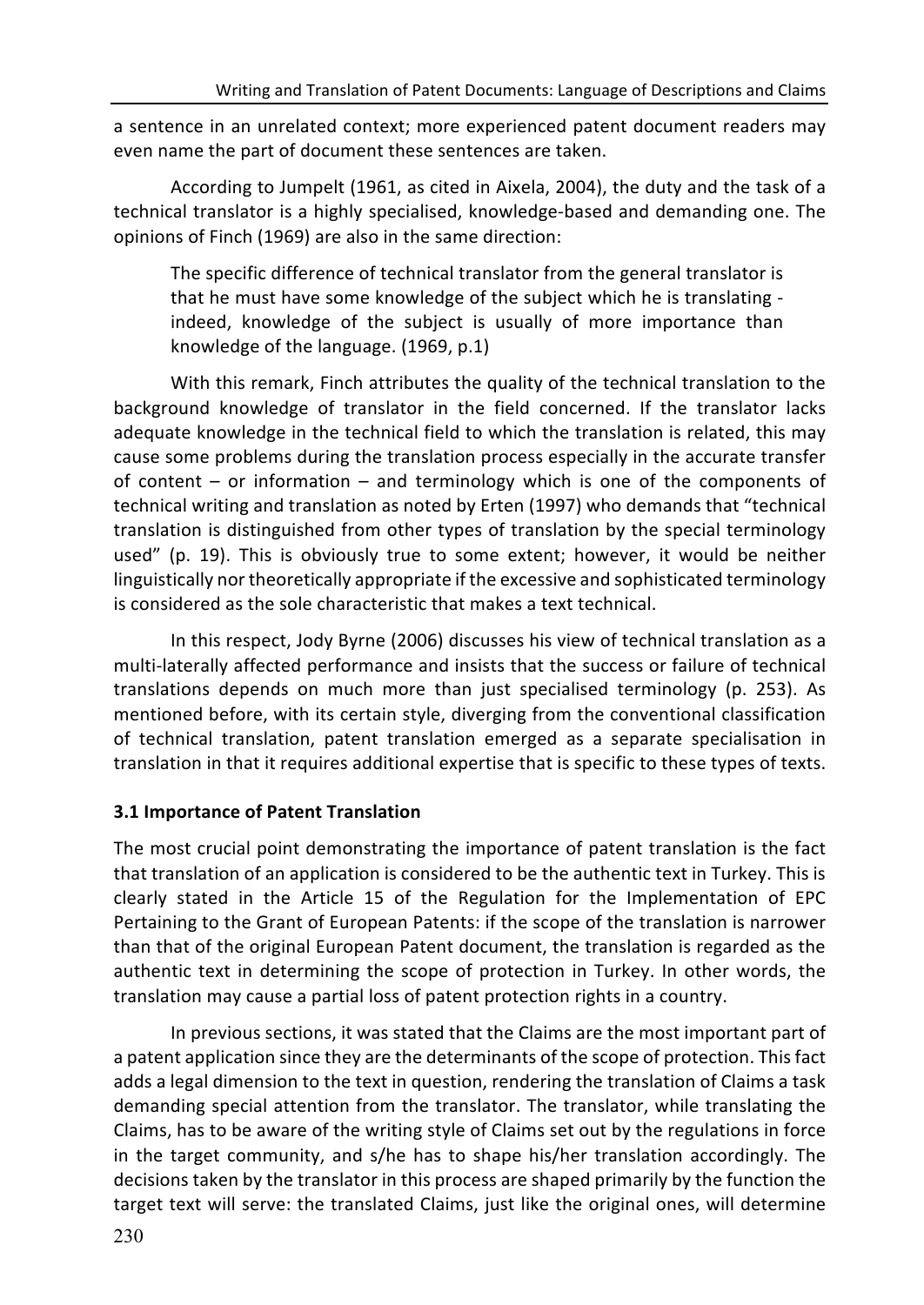a sentence in an unrelated context; more experienced patent document readers may even name the part of document these sentences are taken.

According to Jumpelt (1961, as cited in Aixela, 2004), the duty and the task of a technical translator is a highly specialised, knowledge-based and demanding one. The opinions of Finch (1969) are also in the same direction:

> The specific difference of technical translator from the general translator is that he must have some knowledge of the subject which he is translating - indeed, knowledge of the subject is usually of more importance than knowledge of the language. (1969, p.1)

With this remark, Finch attributes the quality of the technical translation to the background knowledge of translator in the field concerned. If the translator lacks adequate knowledge in the technical field to which the translation is related, this may cause some problems during the translation process especially in the accurate transfer of content – or information – and terminology which is one of the components of technical writing and translation as noted by Erten (1997) who demands that "technical translation is distinguished from other types of translation by the special terminology used" (p. 19). This is obviously true to some extent; however, it would be neither linguistically nor theoretically appropriate if the excessive and sophisticated terminology is considered as the sole characteristic that makes a text technical.

In this respect, Jody Byrne (2006) discusses his view of technical translation as a multi-laterally affected performance and insists that the success or failure of technical translations depends on much more than just specialised terminology (p. 253). As mentioned before, with its certain style, diverging from the conventional classification of technical translation, patent translation emerged as a separate specialisation in translation in that it requires additional expertise that is specific to these types of texts.

### 3.1 Importance of Patent Translation

The most crucial point demonstrating the importance of patent translation is the fact that translation of an application is considered to be the authentic text in Turkey. This is clearly stated in the Article 15 of the Regulation for the Implementation of EPC Pertaining to the Grant of European Patents: if the scope of the translation is narrower than that of the original European Patent document, the translation is regarded as the authentic text in determining the scope of protection in Turkey. In other words, the translation may cause a partial loss of patent protection rights in a country.

In previous sections, it was stated that the Claims are the most important part of a patent application since they are the determinants of the scope of protection. This fact adds a legal dimension to the text in question, rendering the translation of Claims a task demanding special attention from the translator. The translator, while translating the Claims, has to be aware of the writing style of Claims set out by the regulations in force in the target community, and s/he has to shape his/her translation accordingly. The decisions taken by the translator in this process are shaped primarily by the function the target text will serve: the translated Claims, just like the original ones, will determine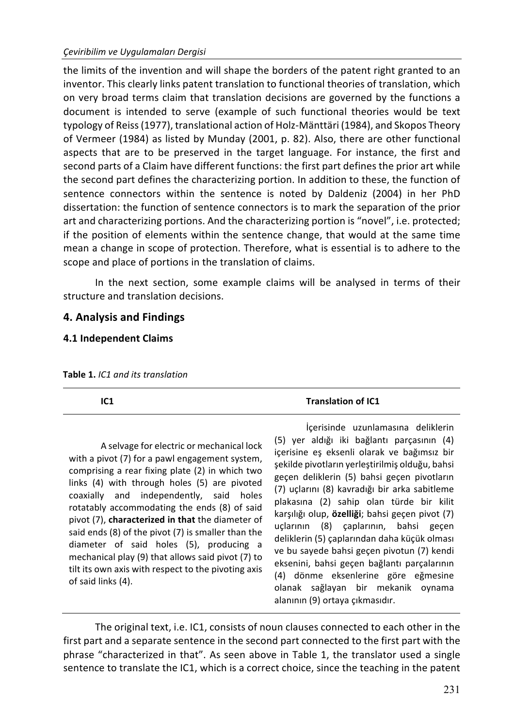the limits of the invention and will shape the borders of the patent right granted to an inventor. This clearly links patent translation to functional theories of translation, which on very broad terms claim that translation decisions are governed by the functions a document is intended to serve (example of such functional theories would be text typology of Reiss (1977), translational action of Holz-Mänttäri (1984), and Skopos Theory of Vermeer (1984) as listed by Munday (2001, p. 82). Also, there are other functional aspects that are to be preserved in the target language. For instance, the first and second parts of a Claim have different functions: the first part defines the prior art while the second part defines the characterizing portion. In addition to these, the function of sentence connectors within the sentence is noted by Daldeniz (2004) in her PhD dissertation: the function of sentence connectors is to mark the separation of the prior art and characterizing portions. And the characterizing portion is "novel", i.e. protected; if the position of elements within the sentence change, that would at the same time mean a change in scope of protection. Therefore, what is essential is to adhere to the scope and place of portions in the translation of claims.

In the next section, some example claims will be analysed in terms of their structure and translation decisions.

## 4. Analysis and Findings

### 4.1 Independent Claims

**Table 1.** *IC1 and its translation*

| IC1 | Translation of IC1 |
|---|---|
| A selvage for electric or mechanical lock with a pivot (7) for a pawl engagement system, comprising a rear fixing plate (2) in which two links (4) with through holes (5) are pivoted coaxially and independently, said holes rotatably accommodating the ends (8) of said pivot (7), **characterized in that** the diameter of said ends (8) of the pivot (7) is smaller than the diameter of said holes (5), producing a mechanical play (9) that allows said pivot (7) to tilt its own axis with respect to the pivoting axis of said links (4). | İçerisinde uzunlamasına deliklerin (5) yer aldığı iki bağlantı parçasının (4) içerisine eş eksenli olarak ve bağımsız bir şekilde pivotların yerleştirilmiş olduğu, bahsi geçen deliklerin (5) bahsi geçen pivotların (7) uçlarını (8) kavradığı bir arka sabitleme plakasına (2) sahip olan türde bir kilit karşılığı olup, **özelliği**; bahsi geçen pivot (7) uçlarının (8) çaplarının, bahsi geçen deliklerin (5) çaplarından daha küçük olması ve bu sayede bahsi geçen pivotun (7) kendi eksenini, bahsi geçen bağlantı parçalarının (4) dönme eksenlerine göre eğmesine olanak sağlayan bir mekanik oynama alanının (9) ortaya çıkmasıdır. |

The original text, i.e. IC1, consists of noun clauses connected to each other in the first part and a separate sentence in the second part connected to the first part with the phrase "characterized in that". As seen above in Table 1, the translator used a single sentence to translate the IC1, which is a correct choice, since the teaching in the patent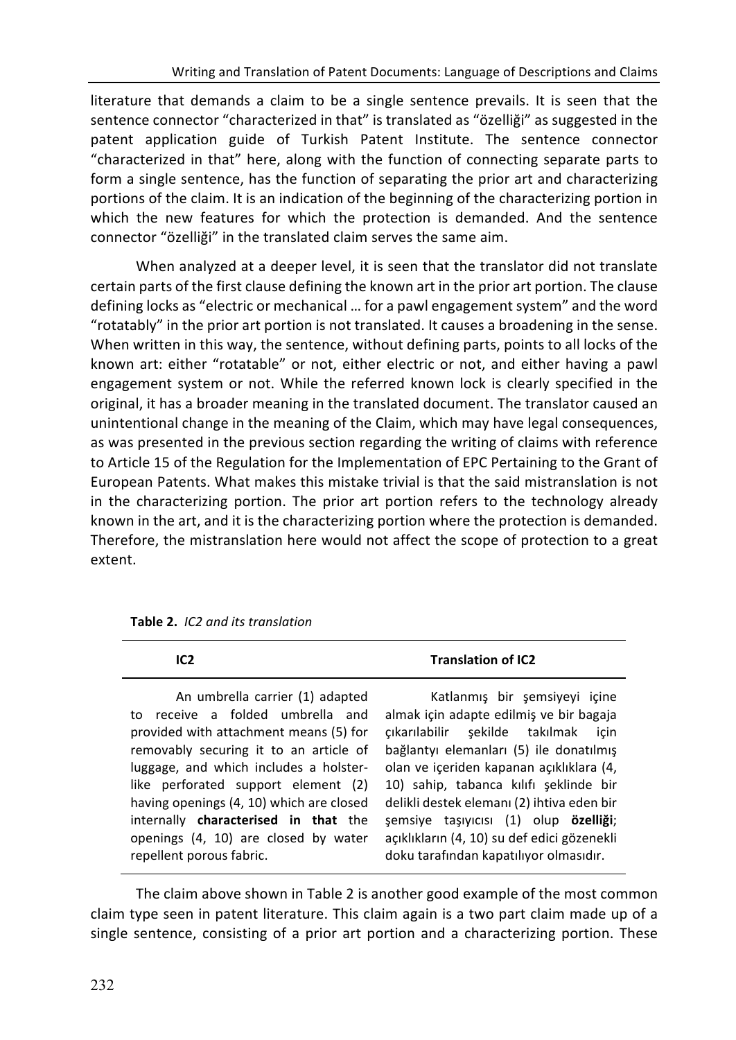literature that demands a claim to be a single sentence prevails. It is seen that the sentence connector "characterized in that" is translated as "özelliği" as suggested in the patent application guide of Turkish Patent Institute. The sentence connector "characterized in that" here, along with the function of connecting separate parts to form a single sentence, has the function of separating the prior art and characterizing portions of the claim. It is an indication of the beginning of the characterizing portion in which the new features for which the protection is demanded. And the sentence connector "özelliği" in the translated claim serves the same aim.

When analyzed at a deeper level, it is seen that the translator did not translate certain parts of the first clause defining the known art in the prior art portion. The clause defining locks as "electric or mechanical … for a pawl engagement system" and the word "rotatably" in the prior art portion is not translated. It causes a broadening in the sense. When written in this way, the sentence, without defining parts, points to all locks of the known art: either "rotatable" or not, either electric or not, and either having a pawl engagement system or not. While the referred known lock is clearly specified in the original, it has a broader meaning in the translated document. The translator caused an unintentional change in the meaning of the Claim, which may have legal consequences, as was presented in the previous section regarding the writing of claims with reference to Article 15 of the Regulation for the Implementation of EPC Pertaining to the Grant of European Patents. What makes this mistake trivial is that the said mistranslation is not in the characterizing portion. The prior art portion refers to the technology already known in the art, and it is the characterizing portion where the protection is demanded. Therefore, the mistranslation here would not affect the scope of protection to a great extent.

**Table 2.** *IC2 and its translation*

| IC2 | Translation of IC2 |
|---|---|
| An umbrella carrier (1) adapted to receive a folded umbrella and provided with attachment means (5) for removably securing it to an article of luggage, and which includes a holster-like perforated support element (2) having openings (4, 10) which are closed internally **characterised in that** the openings (4, 10) are closed by water repellent porous fabric. | Katlanmış bir şemsiyeyi içine almak için adapte edilmiş ve bir bagaja çıkarılabilir şekilde takılmak için bağlantyı elemanları (5) ile donatılmış olan ve içeriden kapanan açıklıklara (4, 10) sahip, tabanca kılıfı şeklinde bir delikli destek elemanı (2) ihtiva eden bir şemsiye taşıyıcısı (1) olup **özelliği**; açıklıkların (4, 10) su def edici gözenekli doku tarafından kapatılıyor olmasıdır. |

The claim above shown in Table 2 is another good example of the most common claim type seen in patent literature. This claim again is a two part claim made up of a single sentence, consisting of a prior art portion and a characterizing portion. These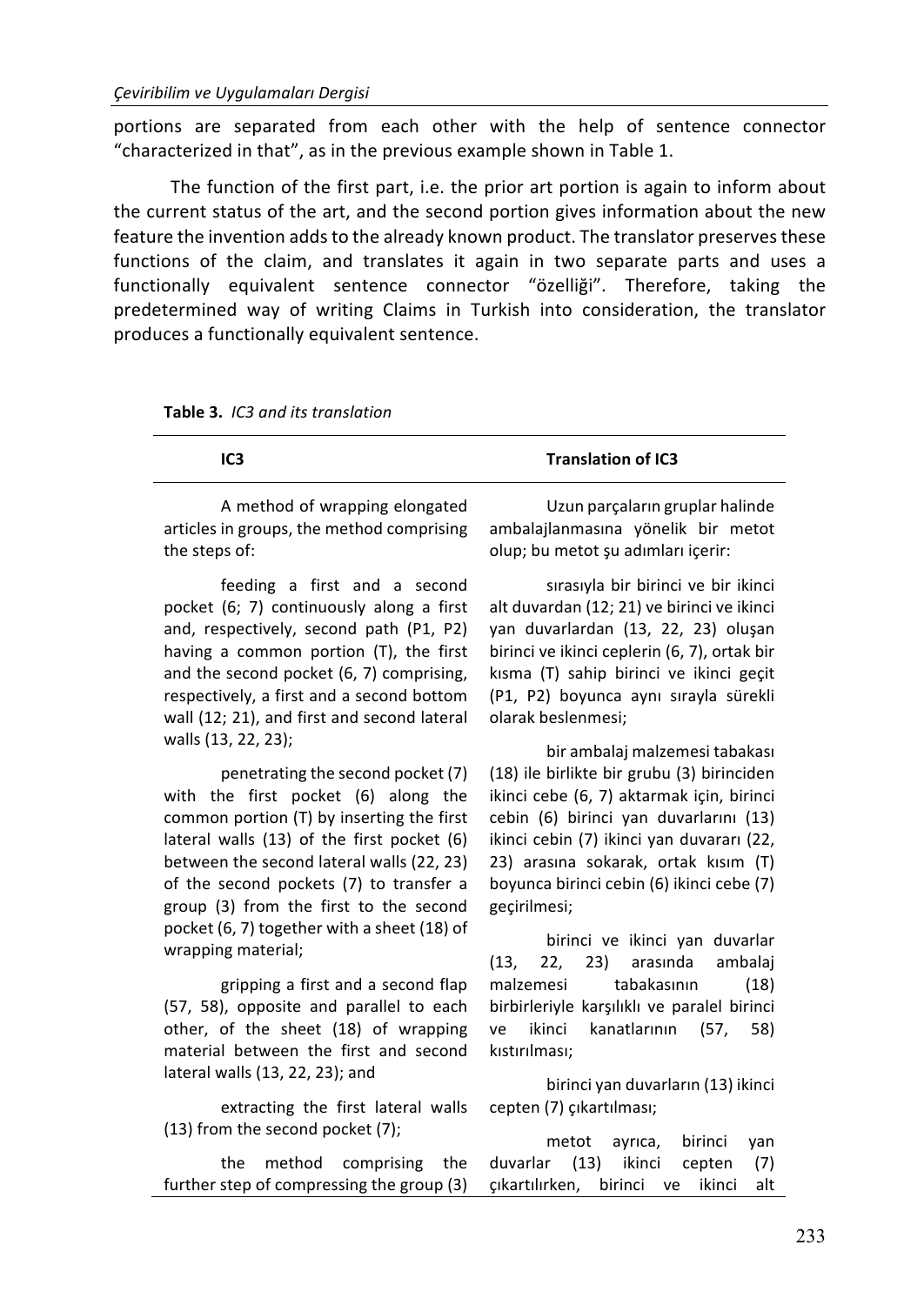portions are separated from each other with the help of sentence connector "characterized in that", as in the previous example shown in Table 1.

The function of the first part, i.e. the prior art portion is again to inform about the current status of the art, and the second portion gives information about the new feature the invention adds to the already known product. The translator preserves these functions of the claim, and translates it again in two separate parts and uses a functionally equivalent sentence connector "özelliği". Therefore, taking the predetermined way of writing Claims in Turkish into consideration, the translator produces a functionally equivalent sentence.

**Table 3.** *IC3 and its translation*

| IC3 | Translation of IC3 |
|---|---|
| A method of wrapping elongated articles in groups, the method comprising the steps of: | Uzun parçaların gruplar halinde ambalajlanmasına yönelik bir metot olup; bu metot şu adımları içerir: |
| feeding a first and a second pocket (6; 7) continuously along a first and, respectively, second path (P1, P2) having a common portion (T), the first and the second pocket (6, 7) comprising, respectively, a first and a second bottom wall (12; 21), and first and second lateral walls (13, 22, 23); | sırasıyla bir birinci ve bir ikinci alt duvardan (12; 21) ve birinci ve ikinci yan duvarlardan (13, 22, 23) oluşan birinci ve ikinci ceplerin (6, 7), ortak bir kısma (T) sahip birinci ve ikinci geçit (P1, P2) boyunca aynı sırayla sürekli olarak beslenmesi; |
| penetrating the second pocket (7) with the first pocket (6) along the common portion (T) by inserting the first lateral walls (13) of the first pocket (6) between the second lateral walls (22, 23) of the second pockets (7) to transfer a group (3) from the first to the second pocket (6, 7) together with a sheet (18) of wrapping material; | bir ambalaj malzemesi tabakası (18) ile birlikte bir grubu (3) birinciden ikinci cebe (6, 7) aktarmak için, birinci cebin (6) birinci yan duvarlarını (13) ikinci cebin (7) ikinci yan duvararı (22, 23) arasına sokarak, ortak kısım (T) boyunca birinci cebin (6) ikinci cebe (7) geçirilmesi; |
| gripping a first and a second flap (57, 58), opposite and parallel to each other, of the sheet (18) of wrapping material between the first and second lateral walls (13, 22, 23); and | birinci ve ikinci yan duvarlar (13, 22, 23) arasında ambalaj malzemesi tabakasının (18) birbirleriyle karşılıklı ve paralel birinci ve ikinci kanatlarının (57, 58) kıstırılması; |
| extracting the first lateral walls (13) from the second pocket (7); | birinci yan duvarların (13) ikinci cepten (7) çıkartılması; |
| the method comprising the further step of compressing the group (3) | metot ayrıca, birinci yan duvarlar (13) ikinci cepten (7) çıkartılırken, birinci ve ikinci alt |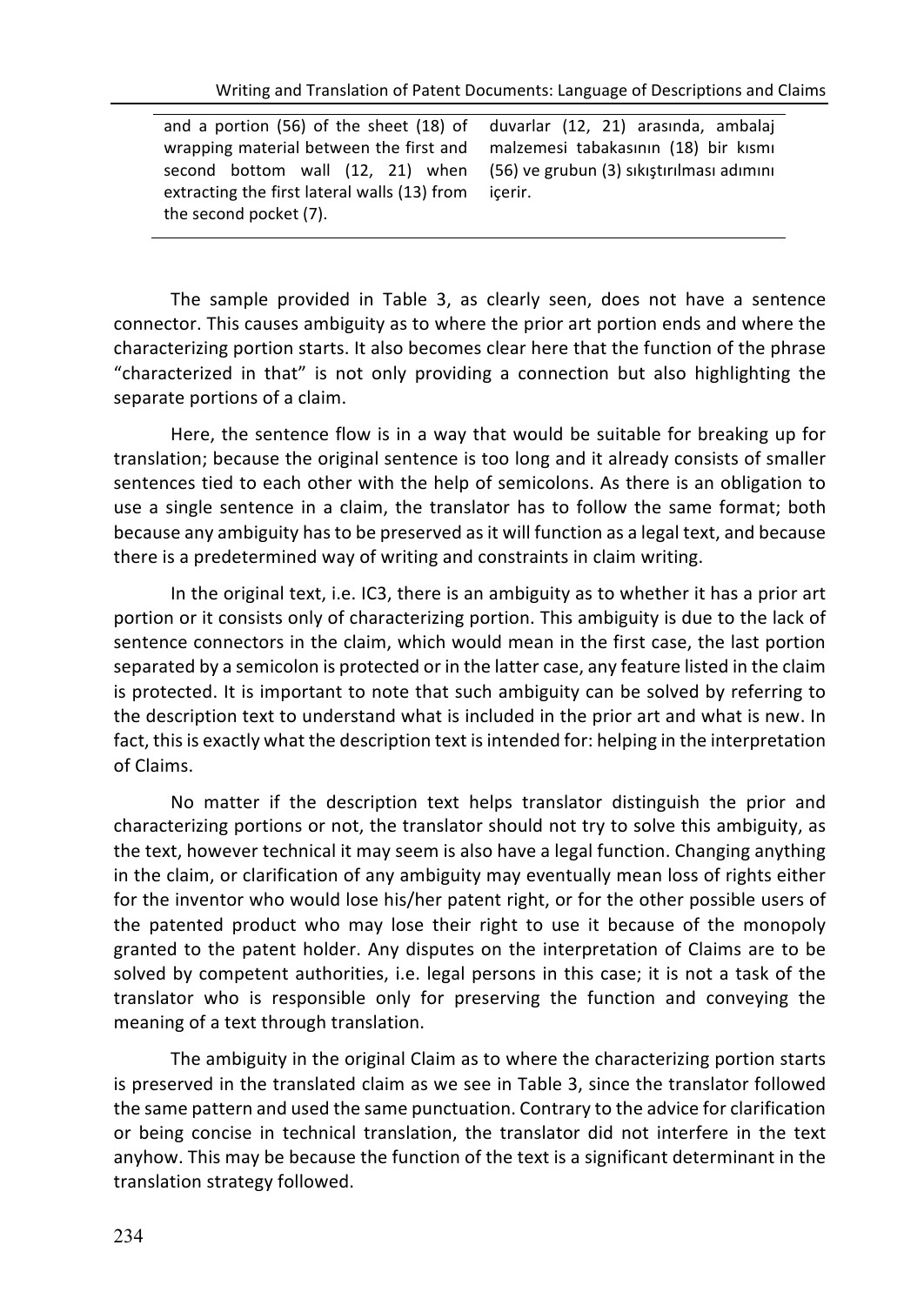| | |
|---|---|
| and a portion (56) of the sheet (18) of wrapping material between the first and second bottom wall (12, 21) when extracting the first lateral walls (13) from the second pocket (7). | duvarlar (12, 21) arasında, ambalaj malzemesi tabakasının (18) bir kısmı (56) ve grubun (3) sıkıştırılması adımını içerir. |

The sample provided in Table 3, as clearly seen, does not have a sentence connector. This causes ambiguity as to where the prior art portion ends and where the characterizing portion starts. It also becomes clear here that the function of the phrase "characterized in that" is not only providing a connection but also highlighting the separate portions of a claim.

Here, the sentence flow is in a way that would be suitable for breaking up for translation; because the original sentence is too long and it already consists of smaller sentences tied to each other with the help of semicolons. As there is an obligation to use a single sentence in a claim, the translator has to follow the same format; both because any ambiguity has to be preserved as it will function as a legal text, and because there is a predetermined way of writing and constraints in claim writing.

In the original text, i.e. IC3, there is an ambiguity as to whether it has a prior art portion or it consists only of characterizing portion. This ambiguity is due to the lack of sentence connectors in the claim, which would mean in the first case, the last portion separated by a semicolon is protected or in the latter case, any feature listed in the claim is protected. It is important to note that such ambiguity can be solved by referring to the description text to understand what is included in the prior art and what is new. In fact, this is exactly what the description text is intended for: helping in the interpretation of Claims.

No matter if the description text helps translator distinguish the prior and characterizing portions or not, the translator should not try to solve this ambiguity, as the text, however technical it may seem is also have a legal function. Changing anything in the claim, or clarification of any ambiguity may eventually mean loss of rights either for the inventor who would lose his/her patent right, or for the other possible users of the patented product who may lose their right to use it because of the monopoly granted to the patent holder. Any disputes on the interpretation of Claims are to be solved by competent authorities, i.e. legal persons in this case; it is not a task of the translator who is responsible only for preserving the function and conveying the meaning of a text through translation.

The ambiguity in the original Claim as to where the characterizing portion starts is preserved in the translated claim as we see in Table 3, since the translator followed the same pattern and used the same punctuation. Contrary to the advice for clarification or being concise in technical translation, the translator did not interfere in the text anyhow. This may be because the function of the text is a significant determinant in the translation strategy followed.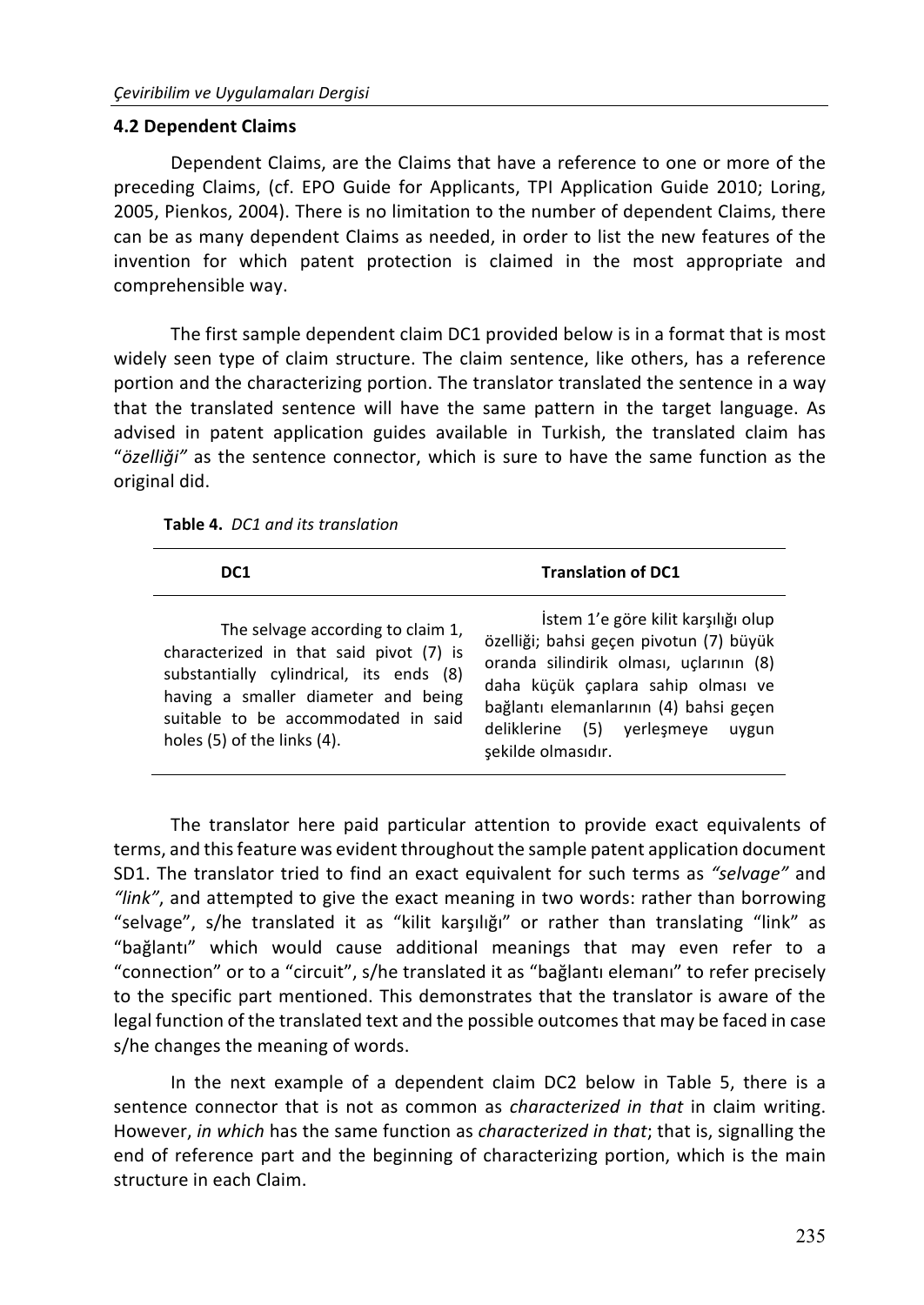### 4.2 Dependent Claims

Dependent Claims, are the Claims that have a reference to one or more of the preceding Claims, (cf. EPO Guide for Applicants, TPI Application Guide 2010; Loring, 2005, Pienkos, 2004). There is no limitation to the number of dependent Claims, there can be as many dependent Claims as needed, in order to list the new features of the invention for which patent protection is claimed in the most appropriate and comprehensible way.

The first sample dependent claim DC1 provided below is in a format that is most widely seen type of claim structure. The claim sentence, like others, has a reference portion and the characterizing portion. The translator translated the sentence in a way that the translated sentence will have the same pattern in the target language. As advised in patent application guides available in Turkish, the translated claim has "*özelliği"* as the sentence connector, which is sure to have the same function as the original did.

**Table 4.** *DC1 and its translation*

| DC1 | Translation of DC1 |
| --- | --- |
| The selvage according to claim 1, characterized in that said pivot (7) is substantially cylindrical, its ends (8) having a smaller diameter and being suitable to be accommodated in said holes (5) of the links (4). | İstem 1'e göre kilit karşılığı olup özelliği; bahsi geçen pivotun (7) büyük oranda silindirik olması, uçlarının (8) daha küçük çaplara sahip olması ve bağlantı elemanlarının (4) bahsi geçen deliklerine (5) yerleşmeye uygun şekilde olmasıdır. |

The translator here paid particular attention to provide exact equivalents of terms, and this feature was evident throughout the sample patent application document SD1. The translator tried to find an exact equivalent for such terms as *"selvage"* and *"link"*, and attempted to give the exact meaning in two words: rather than borrowing "selvage", s/he translated it as "kilit karşılığı" or rather than translating "link" as "bağlantı" which would cause additional meanings that may even refer to a "connection" or to a "circuit", s/he translated it as "bağlantı elemanı" to refer precisely to the specific part mentioned. This demonstrates that the translator is aware of the legal function of the translated text and the possible outcomes that may be faced in case s/he changes the meaning of words.

In the next example of a dependent claim DC2 below in Table 5, there is a sentence connector that is not as common as *characterized in that* in claim writing. However, *in which* has the same function as *characterized in that*; that is, signalling the end of reference part and the beginning of characterizing portion, which is the main structure in each Claim.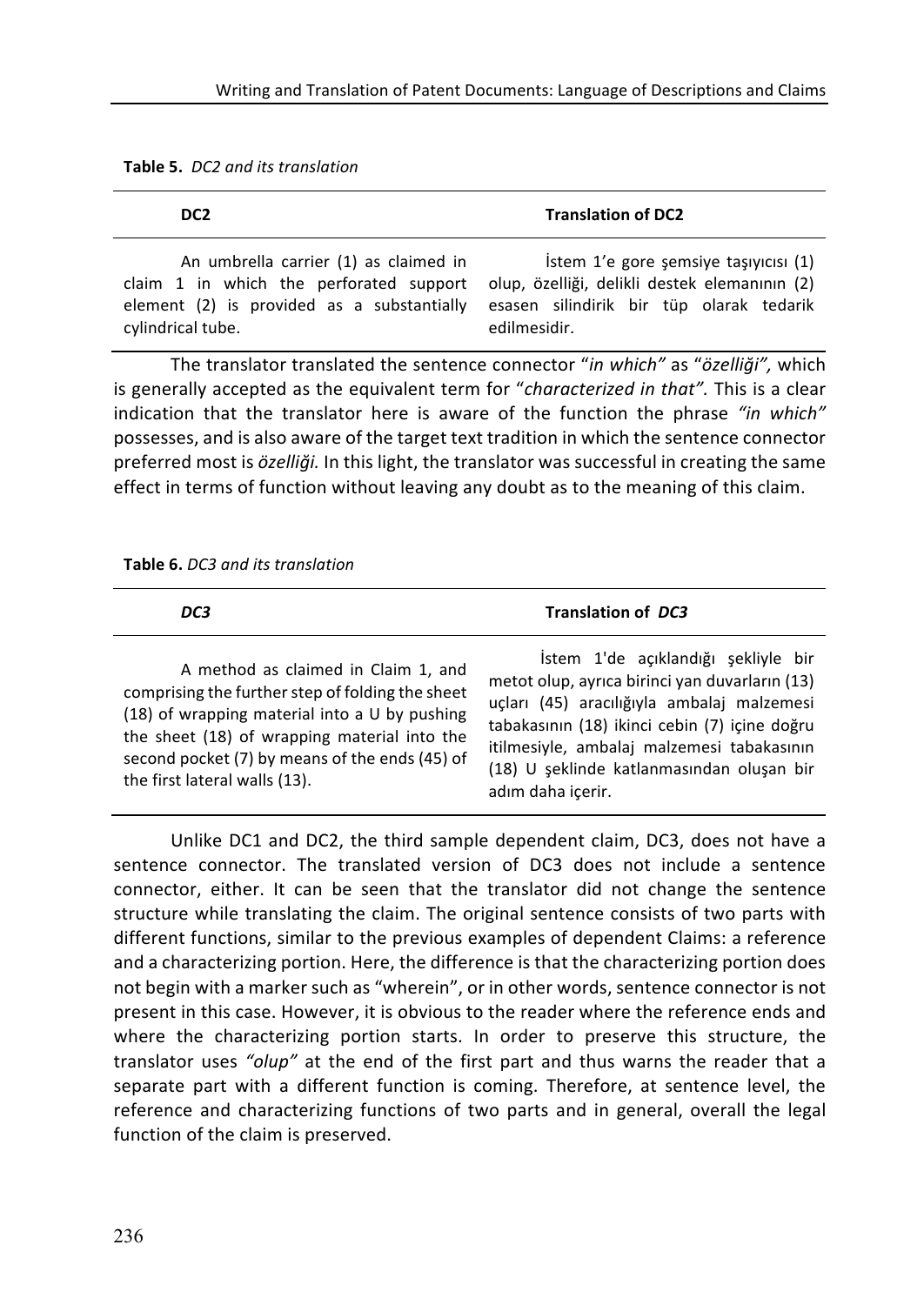**Table 5.** *DC2 and its translation*

| DC2 | Translation of DC2 |
|---|---|
| An umbrella carrier (1) as claimed in claim 1 in which the perforated support element (2) is provided as a substantially cylindrical tube. | İstem 1'e gore şemsiye taşıyıcısı (1) olup, özelliği, delikli destek elemanının (2) esasen silindirik bir tüp olarak tedarik edilmesidir. |

The translator translated the sentence connector "*in which"* as "*özelliği",* which is generally accepted as the equivalent term for "*characterized in that".* This is a clear indication that the translator here is aware of the function the phrase *"in which"* possesses, and is also aware of the target text tradition in which the sentence connector preferred most is *özelliği.* In this light, the translator was successful in creating the same effect in terms of function without leaving any doubt as to the meaning of this claim.

**Table 6.** *DC3 and its translation*

| *DC3* | Translation of *DC3* |
|---|---|
| A method as claimed in Claim 1, and comprising the further step of folding the sheet (18) of wrapping material into a U by pushing the sheet (18) of wrapping material into the second pocket (7) by means of the ends (45) of the first lateral walls (13). | İstem 1'de açıklandığı şekliyle bir metot olup, ayrıca birinci yan duvarların (13) uçları (45) aracılığıyla ambalaj malzemesi tabakasının (18) ikinci cebin (7) içine doğru itilmesiyle, ambalaj malzemesi tabakasının (18) U şeklinde katlanmasından oluşan bir adım daha içerir. |

Unlike DC1 and DC2, the third sample dependent claim, DC3, does not have a sentence connector. The translated version of DC3 does not include a sentence connector, either. It can be seen that the translator did not change the sentence structure while translating the claim. The original sentence consists of two parts with different functions, similar to the previous examples of dependent Claims: a reference and a characterizing portion. Here, the difference is that the characterizing portion does not begin with a marker such as "wherein", or in other words, sentence connector is not present in this case. However, it is obvious to the reader where the reference ends and where the characterizing portion starts. In order to preserve this structure, the translator uses *"olup"* at the end of the first part and thus warns the reader that a separate part with a different function is coming. Therefore, at sentence level, the reference and characterizing functions of two parts and in general, overall the legal function of the claim is preserved.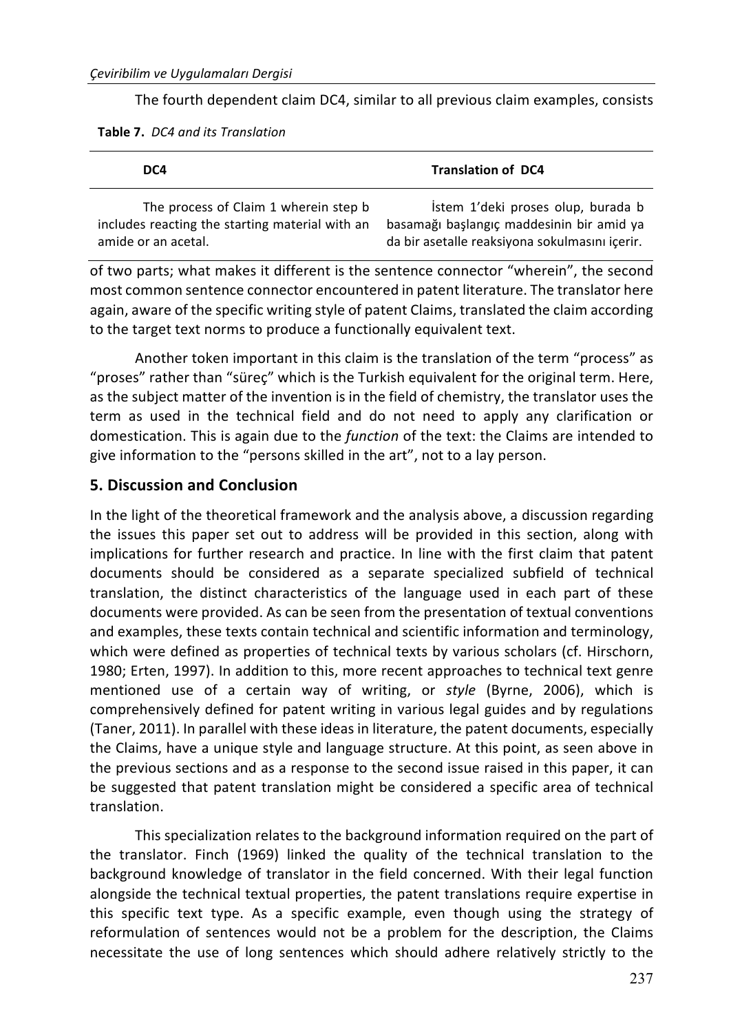The fourth dependent claim DC4, similar to all previous claim examples, consists

**Table 7.** *DC4 and its Translation*

| DC4 | Translation of DC4 |
|---|---|
| The process of Claim 1 wherein step b includes reacting the starting material with an amide or an acetal. | İstem 1'deki proses olup, burada b basamağı başlangıç maddesinin bir amid ya da bir asetalle reaksiyona sokulmasını içerir. |

of two parts; what makes it different is the sentence connector "wherein", the second most common sentence connector encountered in patent literature. The translator here again, aware of the specific writing style of patent Claims, translated the claim according to the target text norms to produce a functionally equivalent text.

Another token important in this claim is the translation of the term "process" as "proses" rather than "süreç" which is the Turkish equivalent for the original term. Here, as the subject matter of the invention is in the field of chemistry, the translator uses the term as used in the technical field and do not need to apply any clarification or domestication. This is again due to the *function* of the text: the Claims are intended to give information to the "persons skilled in the art", not to a lay person.

## 5. Discussion and Conclusion

In the light of the theoretical framework and the analysis above, a discussion regarding the issues this paper set out to address will be provided in this section, along with implications for further research and practice. In line with the first claim that patent documents should be considered as a separate specialized subfield of technical translation, the distinct characteristics of the language used in each part of these documents were provided. As can be seen from the presentation of textual conventions and examples, these texts contain technical and scientific information and terminology, which were defined as properties of technical texts by various scholars (cf. Hirschorn, 1980; Erten, 1997). In addition to this, more recent approaches to technical text genre mentioned use of a certain way of writing, or *style* (Byrne, 2006), which is comprehensively defined for patent writing in various legal guides and by regulations (Taner, 2011). In parallel with these ideas in literature, the patent documents, especially the Claims, have a unique style and language structure. At this point, as seen above in the previous sections and as a response to the second issue raised in this paper, it can be suggested that patent translation might be considered a specific area of technical translation.

This specialization relates to the background information required on the part of the translator. Finch (1969) linked the quality of the technical translation to the background knowledge of translator in the field concerned. With their legal function alongside the technical textual properties, the patent translations require expertise in this specific text type. As a specific example, even though using the strategy of reformulation of sentences would not be a problem for the description, the Claims necessitate the use of long sentences which should adhere relatively strictly to the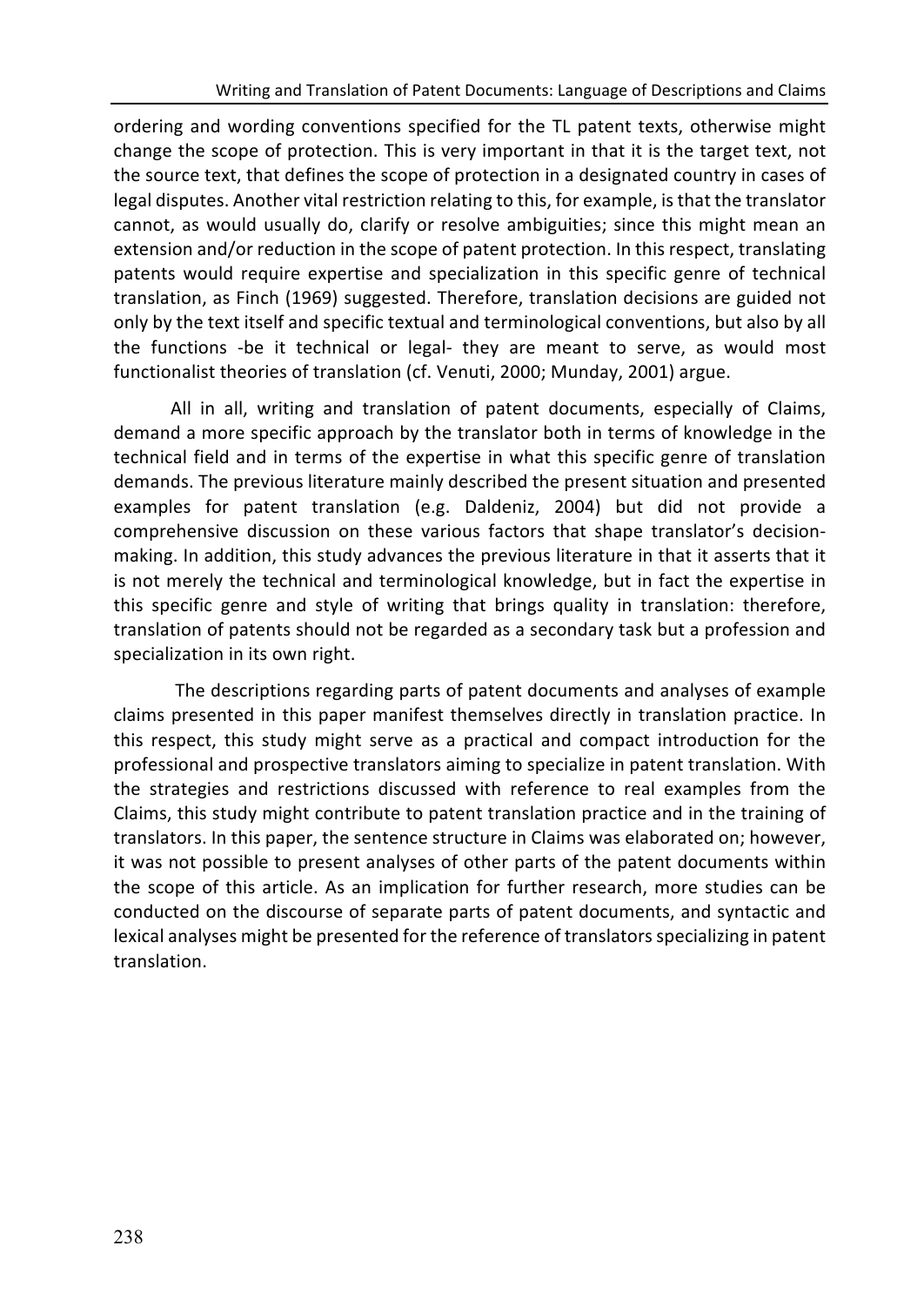ordering and wording conventions specified for the TL patent texts, otherwise might change the scope of protection. This is very important in that it is the target text, not the source text, that defines the scope of protection in a designated country in cases of legal disputes. Another vital restriction relating to this, for example, is that the translator cannot, as would usually do, clarify or resolve ambiguities; since this might mean an extension and/or reduction in the scope of patent protection. In this respect, translating patents would require expertise and specialization in this specific genre of technical translation, as Finch (1969) suggested. Therefore, translation decisions are guided not only by the text itself and specific textual and terminological conventions, but also by all the functions -be it technical or legal- they are meant to serve, as would most functionalist theories of translation (cf. Venuti, 2000; Munday, 2001) argue.

All in all, writing and translation of patent documents, especially of Claims, demand a more specific approach by the translator both in terms of knowledge in the technical field and in terms of the expertise in what this specific genre of translation demands. The previous literature mainly described the present situation and presented examples for patent translation (e.g. Daldeniz, 2004) but did not provide a comprehensive discussion on these various factors that shape translator's decision-making. In addition, this study advances the previous literature in that it asserts that it is not merely the technical and terminological knowledge, but in fact the expertise in this specific genre and style of writing that brings quality in translation: therefore, translation of patents should not be regarded as a secondary task but a profession and specialization in its own right.

The descriptions regarding parts of patent documents and analyses of example claims presented in this paper manifest themselves directly in translation practice. In this respect, this study might serve as a practical and compact introduction for the professional and prospective translators aiming to specialize in patent translation. With the strategies and restrictions discussed with reference to real examples from the Claims, this study might contribute to patent translation practice and in the training of translators. In this paper, the sentence structure in Claims was elaborated on; however, it was not possible to present analyses of other parts of the patent documents within the scope of this article. As an implication for further research, more studies can be conducted on the discourse of separate parts of patent documents, and syntactic and lexical analyses might be presented for the reference of translators specializing in patent translation.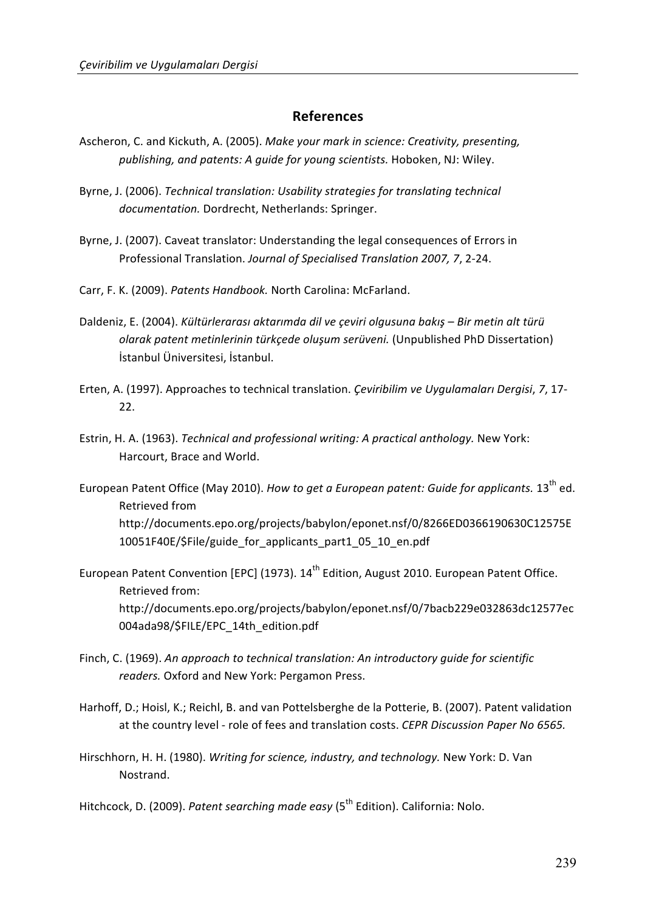## References

Ascheron, C. and Kickuth, A. (2005). *Make your mark in science: Creativity, presenting, publishing, and patents: A guide for young scientists.* Hoboken, NJ: Wiley.

Byrne, J. (2006). *Technical translation: Usability strategies for translating technical documentation.* Dordrecht, Netherlands: Springer.

Byrne, J. (2007). Caveat translator: Understanding the legal consequences of Errors in Professional Translation. *Journal of Specialised Translation 2007, 7*, 2-24.

Carr, F. K. (2009). *Patents Handbook.* North Carolina: McFarland.

Daldeniz, E. (2004). *Kültürlerarası aktarımda dil ve çeviri olgusuna bakış – Bir metin alt türü olarak patent metinlerinin türkçede oluşum serüveni.* (Unpublished PhD Dissertation) İstanbul Üniversitesi, İstanbul.

Erten, A. (1997). Approaches to technical translation. *Çeviribilim ve Uygulamaları Dergisi*, *7*, 17-22.

Estrin, H. A. (1963). *Technical and professional writing: A practical anthology.* New York: Harcourt, Brace and World.

European Patent Office (May 2010). *How to get a European patent: Guide for applicants.* 13th ed. Retrieved from http://documents.epo.org/projects/babylon/eponet.nsf/0/8266ED0366190630C12575E10051F40E/$File/guide_for_applicants_part1_05_10_en.pdf

European Patent Convention [EPC] (1973). 14th Edition, August 2010. European Patent Office. Retrieved from: http://documents.epo.org/projects/babylon/eponet.nsf/0/7bacb229e032863dc12577ec004ada98/$FILE/EPC_14th_edition.pdf

Finch, C. (1969). *An approach to technical translation: An introductory guide for scientific readers.* Oxford and New York: Pergamon Press.

Harhoff, D.; Hoisl, K.; Reichl, B. and van Pottelsberghe de la Potterie, B. (2007). Patent validation at the country level - role of fees and translation costs. *CEPR Discussion Paper No 6565.*

Hirschhorn, H. H. (1980). *Writing for science, industry, and technology.* New York: D. Van Nostrand.

Hitchcock, D. (2009). *Patent searching made easy* (5th Edition). California: Nolo.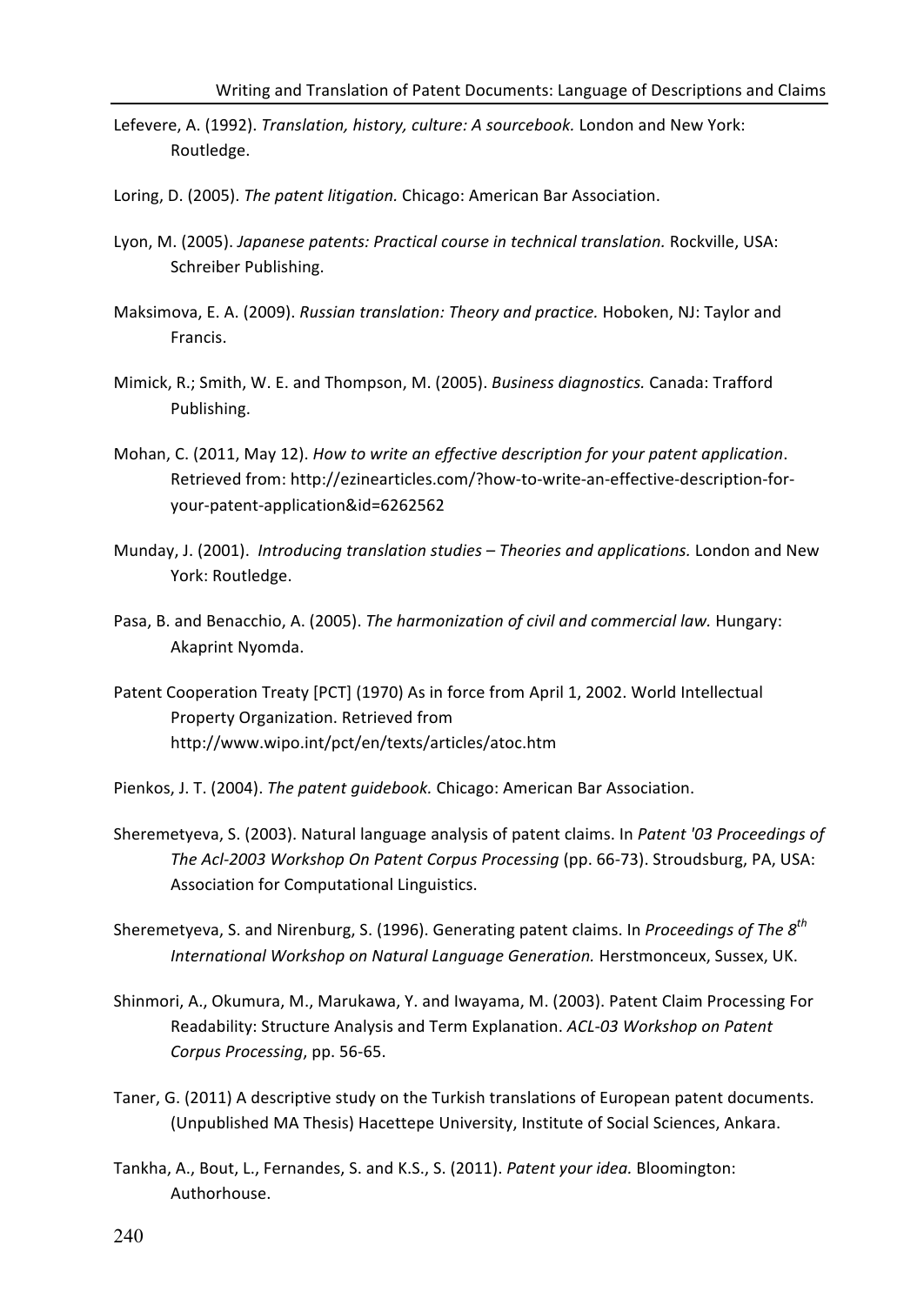Lefevere, A. (1992). *Translation, history, culture: A sourcebook.* London and New York: Routledge.

Loring, D. (2005). *The patent litigation.* Chicago: American Bar Association.

Lyon, M. (2005). *Japanese patents: Practical course in technical translation.* Rockville, USA: Schreiber Publishing.

Maksimova, E. A. (2009). *Russian translation: Theory and practice.* Hoboken, NJ: Taylor and Francis.

Mimick, R.; Smith, W. E. and Thompson, M. (2005). *Business diagnostics.* Canada: Trafford Publishing.

Mohan, C. (2011, May 12). *How to write an effective description for your patent application*. Retrieved from: http://ezinearticles.com/?how-to-write-an-effective-description-for-your-patent-application&id=6262562

Munday, J. (2001). *Introducing translation studies – Theories and applications.* London and New York: Routledge.

Pasa, B. and Benacchio, A. (2005). *The harmonization of civil and commercial law.* Hungary: Akaprint Nyomda.

Patent Cooperation Treaty [PCT] (1970) As in force from April 1, 2002. World Intellectual Property Organization. Retrieved from http://www.wipo.int/pct/en/texts/articles/atoc.htm

Pienkos, J. T. (2004). *The patent guidebook.* Chicago: American Bar Association.

Sheremetyeva, S. (2003). Natural language analysis of patent claims. In *Patent '03 Proceedings of The Acl-2003 Workshop On Patent Corpus Processing* (pp. 66-73). Stroudsburg, PA, USA: Association for Computational Linguistics.

Sheremetyeva, S. and Nirenburg, S. (1996). Generating patent claims. In *Proceedings of The 8th International Workshop on Natural Language Generation.* Herstmonceux, Sussex, UK.

Shinmori, A., Okumura, M., Marukawa, Y. and Iwayama, M. (2003). Patent Claim Processing For Readability: Structure Analysis and Term Explanation. *ACL-03 Workshop on Patent Corpus Processing*, pp. 56-65.

Taner, G. (2011) A descriptive study on the Turkish translations of European patent documents. (Unpublished MA Thesis) Hacettepe University, Institute of Social Sciences, Ankara.

Tankha, A., Bout, L., Fernandes, S. and K.S., S. (2011). *Patent your idea.* Bloomington: Authorhouse.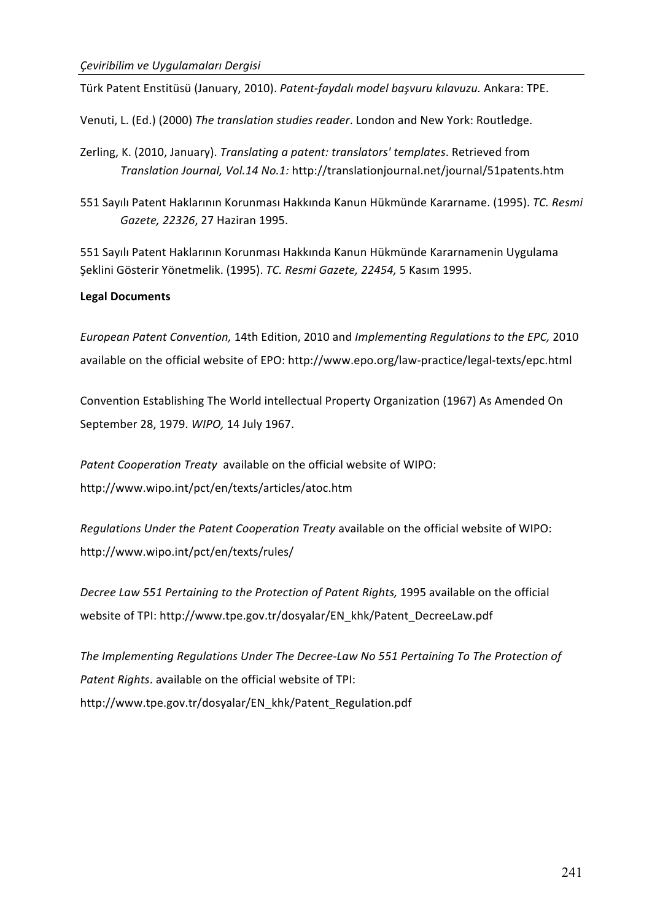Türk Patent Enstitüsü (January, 2010). *Patent-faydalı model başvuru kılavuzu.* Ankara: TPE.

Venuti, L. (Ed.) (2000) *The translation studies reader*. London and New York: Routledge.

Zerling, K. (2010, January). *Translating a patent: translators' templates*. Retrieved from *Translation Journal, Vol.14 No.1:* http://translationjournal.net/journal/51patents.htm

551 Sayılı Patent Haklarının Korunması Hakkında Kanun Hükmünde Kararname. (1995). *TC. Resmi Gazete, 22326*, 27 Haziran 1995.

551 Sayılı Patent Haklarının Korunması Hakkında Kanun Hükmünde Kararnamenin Uygulama Şeklini Gösterir Yönetmelik. (1995). *TC. Resmi Gazete, 22454,* 5 Kasım 1995.

**Legal Documents**

*European Patent Convention,* 14th Edition, 2010 and *Implementing Regulations to the EPC,* 2010 available on the official website of EPO: http://www.epo.org/law-practice/legal-texts/epc.html

Convention Establishing The World intellectual Property Organization (1967) As Amended On September 28, 1979. *WIPO,* 14 July 1967.

*Patent Cooperation Treaty* available on the official website of WIPO: http://www.wipo.int/pct/en/texts/articles/atoc.htm

*Regulations Under the Patent Cooperation Treaty* available on the official website of WIPO: http://www.wipo.int/pct/en/texts/rules/

*Decree Law 551 Pertaining to the Protection of Patent Rights,* 1995 available on the official website of TPI: http://www.tpe.gov.tr/dosyalar/EN_khk/Patent_DecreeLaw.pdf

*The Implementing Regulations Under The Decree-Law No 551 Pertaining To The Protection of Patent Rights*. available on the official website of TPI: http://www.tpe.gov.tr/dosyalar/EN_khk/Patent_Regulation.pdf